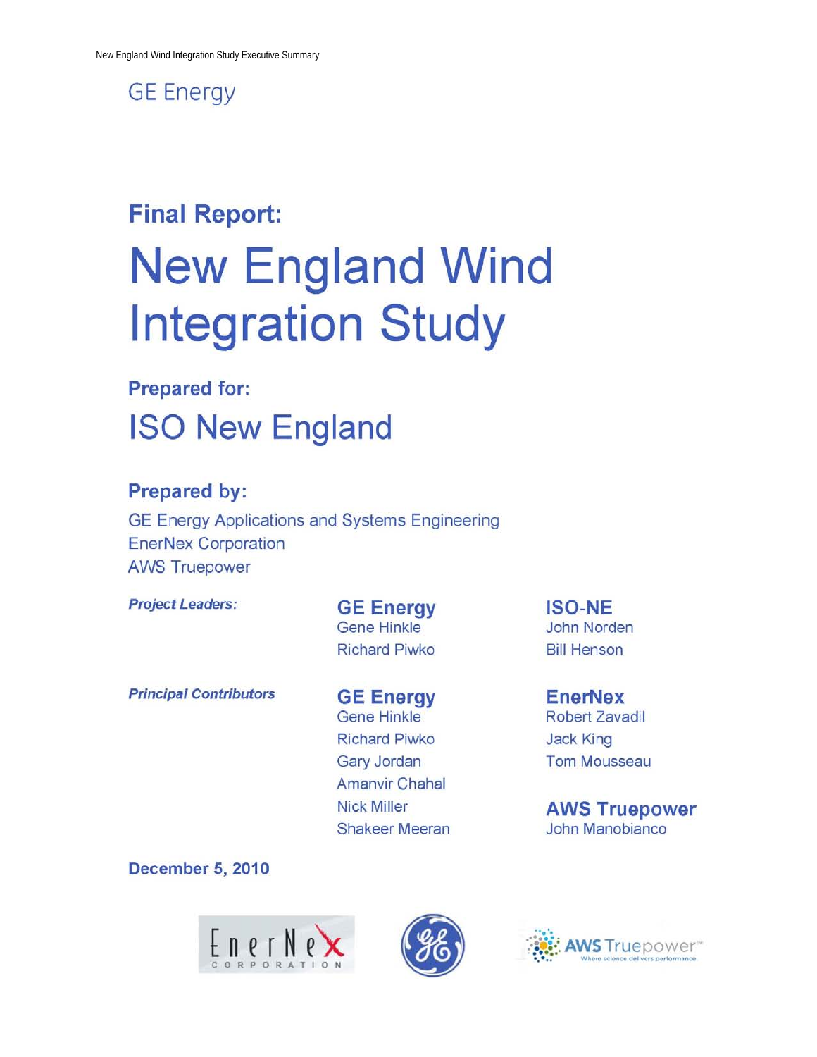GE Energy

**Final Report:**

# New England Wind Integration Study

**Prepared for:**

## ISO New England

**Prepared by:**

GE Energy Applications and Systems Engineering
EnerNex Corporation
AWS Truepower

***Project Leaders:***

**GE Energy**
Gene Hinkle
Richard Piwko

**ISO-NE**
John Norden
Bill Henson

***Principal Contributors***

**GE Energy**
Gene Hinkle
Richard Piwko
Gary Jordan
Amanvir Chahal
Nick Miller
Shakeer Meeran

**EnerNex**
Robert Zavadil
Jack King
Tom Mousseau

**AWS Truepower**
John Manobianco

**December 5, 2010**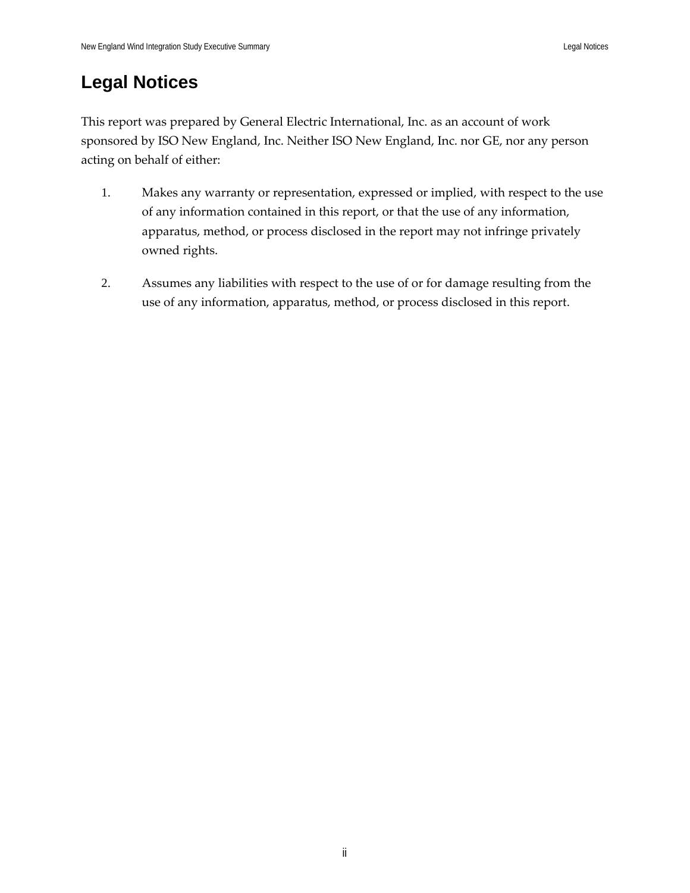# Legal Notices

This report was prepared by General Electric International, Inc. as an account of work sponsored by ISO New England, Inc. Neither ISO New England, Inc. nor GE, nor any person acting on behalf of either:

1. Makes any warranty or representation, expressed or implied, with respect to the use of any information contained in this report, or that the use of any information, apparatus, method, or process disclosed in the report may not infringe privately owned rights.

2. Assumes any liabilities with respect to the use of or for damage resulting from the use of any information, apparatus, method, or process disclosed in this report.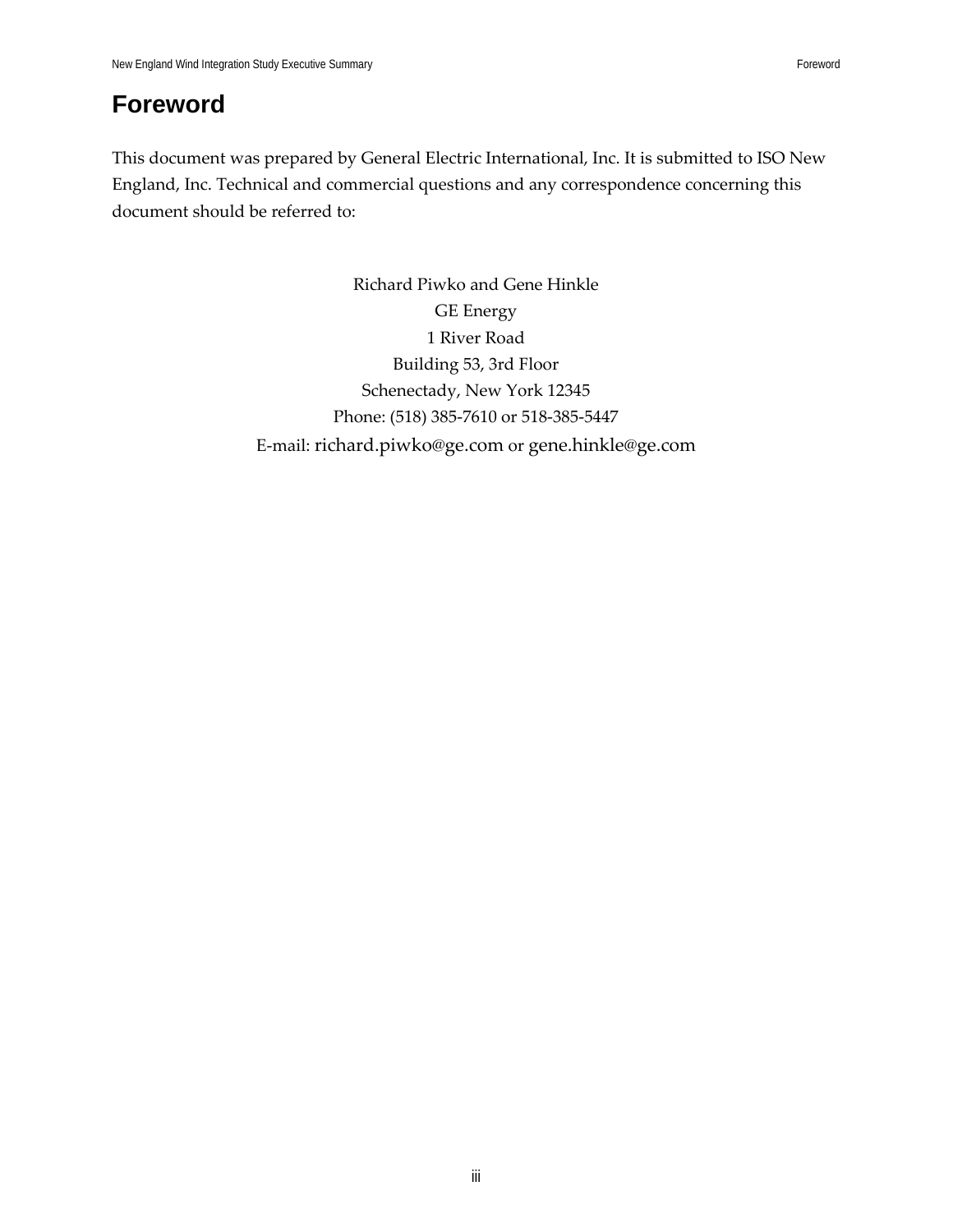# Foreword

This document was prepared by General Electric International, Inc. It is submitted to ISO New England, Inc. Technical and commercial questions and any correspondence concerning this document should be referred to:

Richard Piwko and Gene Hinkle
GE Energy
1 River Road
Building 53, 3rd Floor
Schenectady, New York 12345
Phone: (518) 385-7610 or 518-385-5447
E-mail: richard.piwko@ge.com or gene.hinkle@ge.com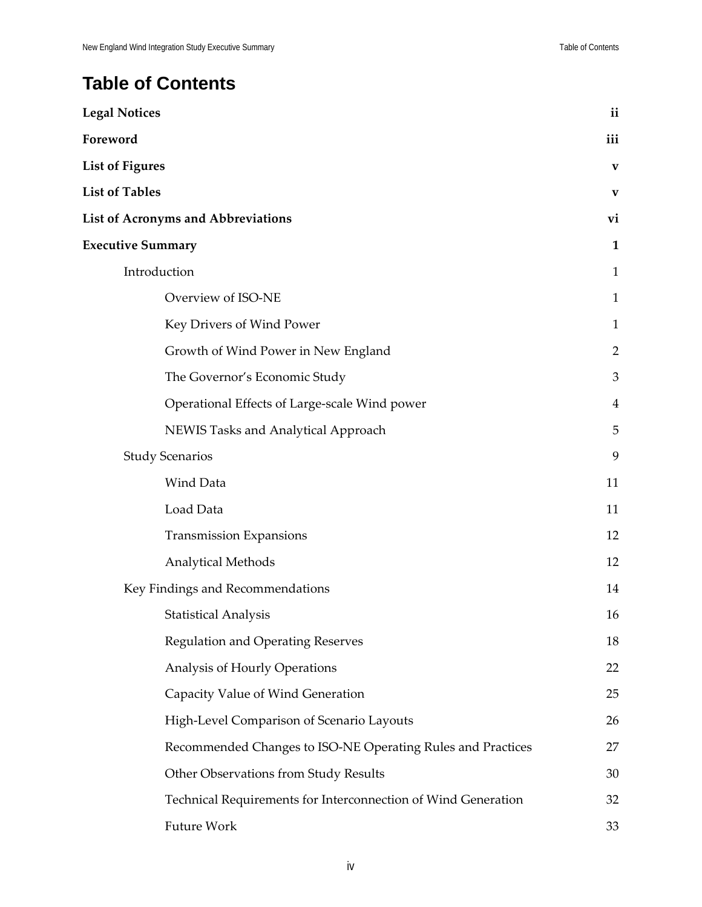# Table of Contents

**Legal Notices** ii

**Foreword** iii

**List of Figures** v

**List of Tables** v

**List of Acronyms and Abbreviations** vi

**Executive Summary** 1

- Introduction 1
  - Overview of ISO-NE 1
  - Key Drivers of Wind Power 1
  - Growth of Wind Power in New England 2
  - The Governor's Economic Study 3
  - Operational Effects of Large-scale Wind power 4
  - NEWIS Tasks and Analytical Approach 5
- Study Scenarios 9
  - Wind Data 11
  - Load Data 11
  - Transmission Expansions 12
  - Analytical Methods 12
- Key Findings and Recommendations 14
  - Statistical Analysis 16
  - Regulation and Operating Reserves 18
  - Analysis of Hourly Operations 22
  - Capacity Value of Wind Generation 25
  - High-Level Comparison of Scenario Layouts 26
  - Recommended Changes to ISO-NE Operating Rules and Practices 27
  - Other Observations from Study Results 30
  - Technical Requirements for Interconnection of Wind Generation 32
  - Future Work 33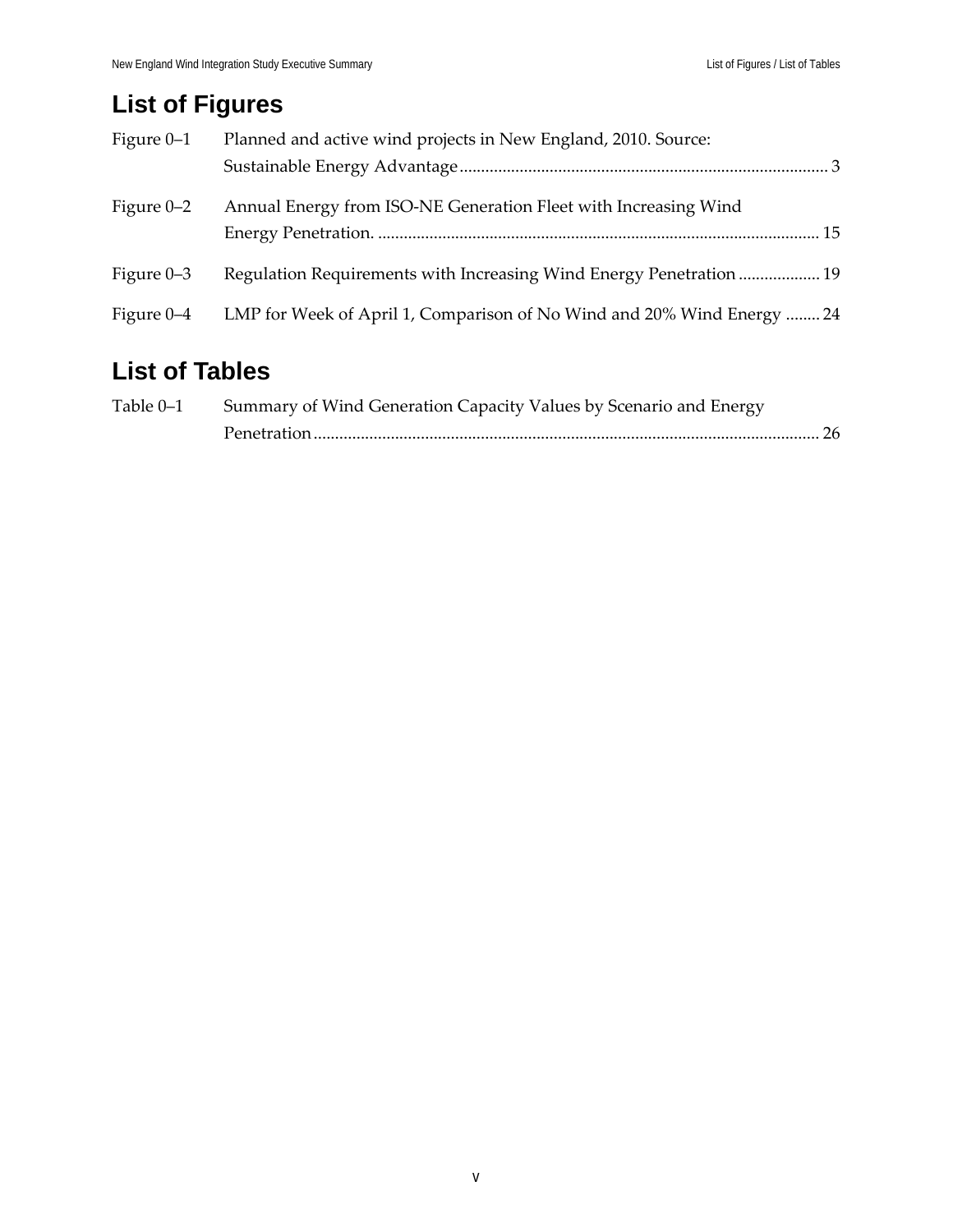# List of Figures

Figure 0–1 Planned and active wind projects in New England, 2010. Source: Sustainable Energy Advantage ........ 3

Figure 0–2 Annual Energy from ISO-NE Generation Fleet with Increasing Wind Energy Penetration. ........ 15

Figure 0–3 Regulation Requirements with Increasing Wind Energy Penetration ........ 19

Figure 0–4 LMP for Week of April 1, Comparison of No Wind and 20% Wind Energy ........ 24

# List of Tables

Table 0–1 Summary of Wind Generation Capacity Values by Scenario and Energy Penetration ........ 26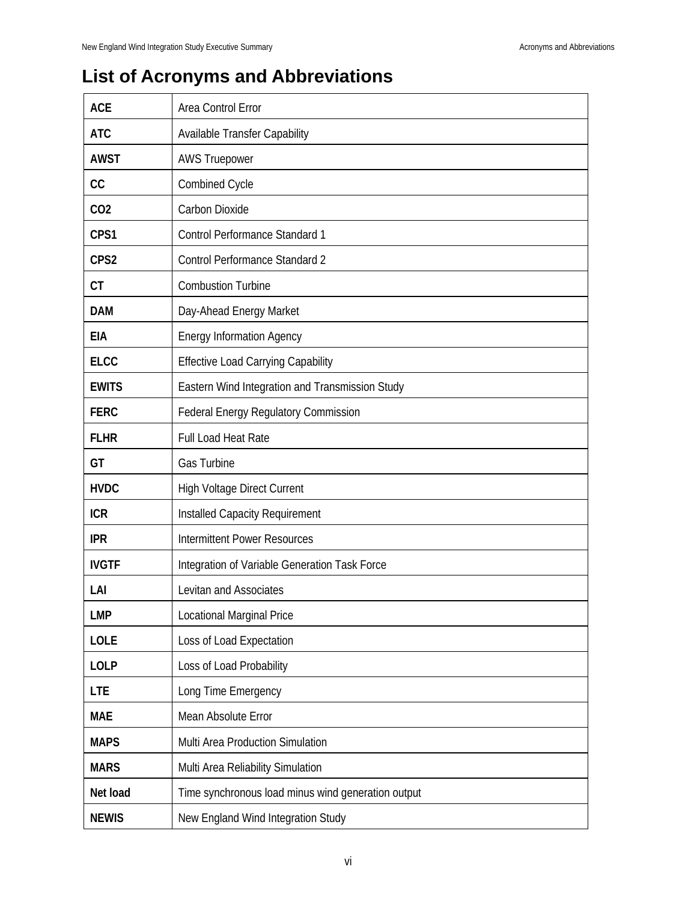# List of Acronyms and Abbreviations

| | |
|---|---|
| **ACE** | Area Control Error |
| **ATC** | Available Transfer Capability |
| **AWST** | AWS Truepower |
| **CC** | Combined Cycle |
| **CO2** | Carbon Dioxide |
| **CPS1** | Control Performance Standard 1 |
| **CPS2** | Control Performance Standard 2 |
| **CT** | Combustion Turbine |
| **DAM** | Day-Ahead Energy Market |
| **EIA** | Energy Information Agency |
| **ELCC** | Effective Load Carrying Capability |
| **EWITS** | Eastern Wind Integration and Transmission Study |
| **FERC** | Federal Energy Regulatory Commission |
| **FLHR** | Full Load Heat Rate |
| **GT** | Gas Turbine |
| **HVDC** | High Voltage Direct Current |
| **ICR** | Installed Capacity Requirement |
| **IPR** | Intermittent Power Resources |
| **IVGTF** | Integration of Variable Generation Task Force |
| **LAI** | Levitan and Associates |
| **LMP** | Locational Marginal Price |
| **LOLE** | Loss of Load Expectation |
| **LOLP** | Loss of Load Probability |
| **LTE** | Long Time Emergency |
| **MAE** | Mean Absolute Error |
| **MAPS** | Multi Area Production Simulation |
| **MARS** | Multi Area Reliability Simulation |
| **Net load** | Time synchronous load minus wind generation output |
| **NEWIS** | New England Wind Integration Study |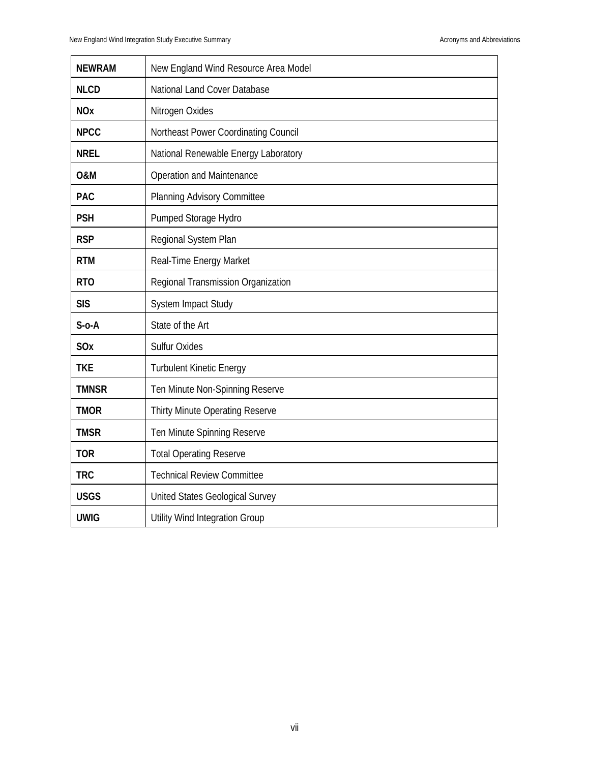| | |
|---|---|
| **NEWRAM** | New England Wind Resource Area Model |
| **NLCD** | National Land Cover Database |
| **NOx** | Nitrogen Oxides |
| **NPCC** | Northeast Power Coordinating Council |
| **NREL** | National Renewable Energy Laboratory |
| **O&M** | Operation and Maintenance |
| **PAC** | Planning Advisory Committee |
| **PSH** | Pumped Storage Hydro |
| **RSP** | Regional System Plan |
| **RTM** | Real-Time Energy Market |
| **RTO** | Regional Transmission Organization |
| **SIS** | System Impact Study |
| **S-o-A** | State of the Art |
| **SOx** | Sulfur Oxides |
| **TKE** | Turbulent Kinetic Energy |
| **TMNSR** | Ten Minute Non-Spinning Reserve |
| **TMOR** | Thirty Minute Operating Reserve |
| **TMSR** | Ten Minute Spinning Reserve |
| **TOR** | Total Operating Reserve |
| **TRC** | Technical Review Committee |
| **USGS** | United States Geological Survey |
| **UWIG** | Utility Wind Integration Group |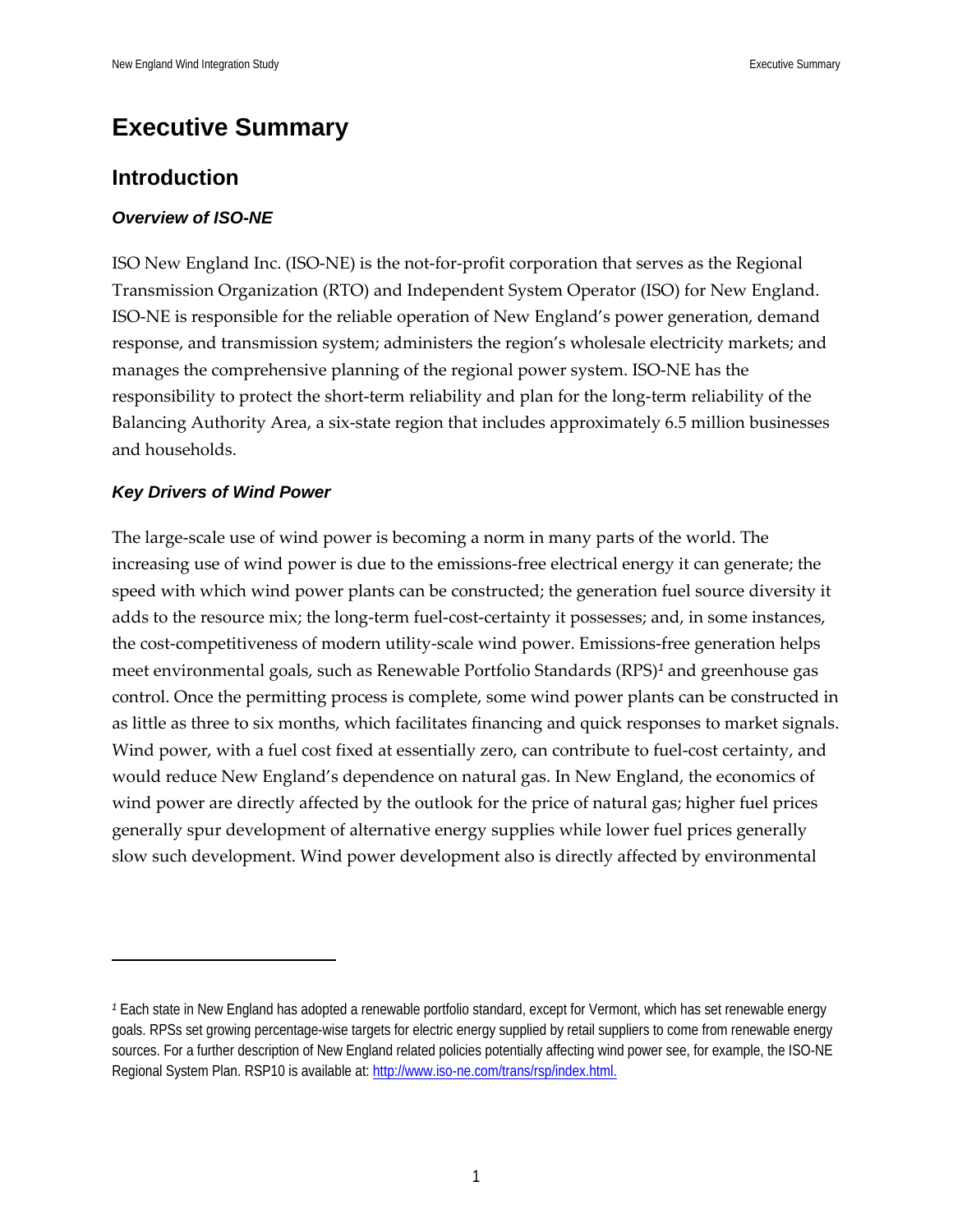# Executive Summary

## Introduction

### *Overview of ISO-NE*

ISO New England Inc. (ISO-NE) is the not-for-profit corporation that serves as the Regional Transmission Organization (RTO) and Independent System Operator (ISO) for New England. ISO-NE is responsible for the reliable operation of New England's power generation, demand response, and transmission system; administers the region's wholesale electricity markets; and manages the comprehensive planning of the regional power system. ISO-NE has the responsibility to protect the short-term reliability and plan for the long-term reliability of the Balancing Authority Area, a six-state region that includes approximately 6.5 million businesses and households.

### *Key Drivers of Wind Power*

The large-scale use of wind power is becoming a norm in many parts of the world. The increasing use of wind power is due to the emissions-free electrical energy it can generate; the speed with which wind power plants can be constructed; the generation fuel source diversity it adds to the resource mix; the long-term fuel-cost-certainty it possesses; and, in some instances, the cost-competitiveness of modern utility-scale wind power. Emissions-free generation helps meet environmental goals, such as Renewable Portfolio Standards (RPS)[1] and greenhouse gas control. Once the permitting process is complete, some wind power plants can be constructed in as little as three to six months, which facilitates financing and quick responses to market signals. Wind power, with a fuel cost fixed at essentially zero, can contribute to fuel-cost certainty, and would reduce New England's dependence on natural gas. In New England, the economics of wind power are directly affected by the outlook for the price of natural gas; higher fuel prices generally spur development of alternative energy supplies while lower fuel prices generally slow such development. Wind power development also is directly affected by environmental

---

[1] Each state in New England has adopted a renewable portfolio standard, except for Vermont, which has set renewable energy goals. RPSs set growing percentage-wise targets for electric energy supplied by retail suppliers to come from renewable energy sources. For a further description of New England related policies potentially affecting wind power see, for example, the ISO-NE Regional System Plan. RSP10 is available at: http://www.iso-ne.com/trans/rsp/index.html.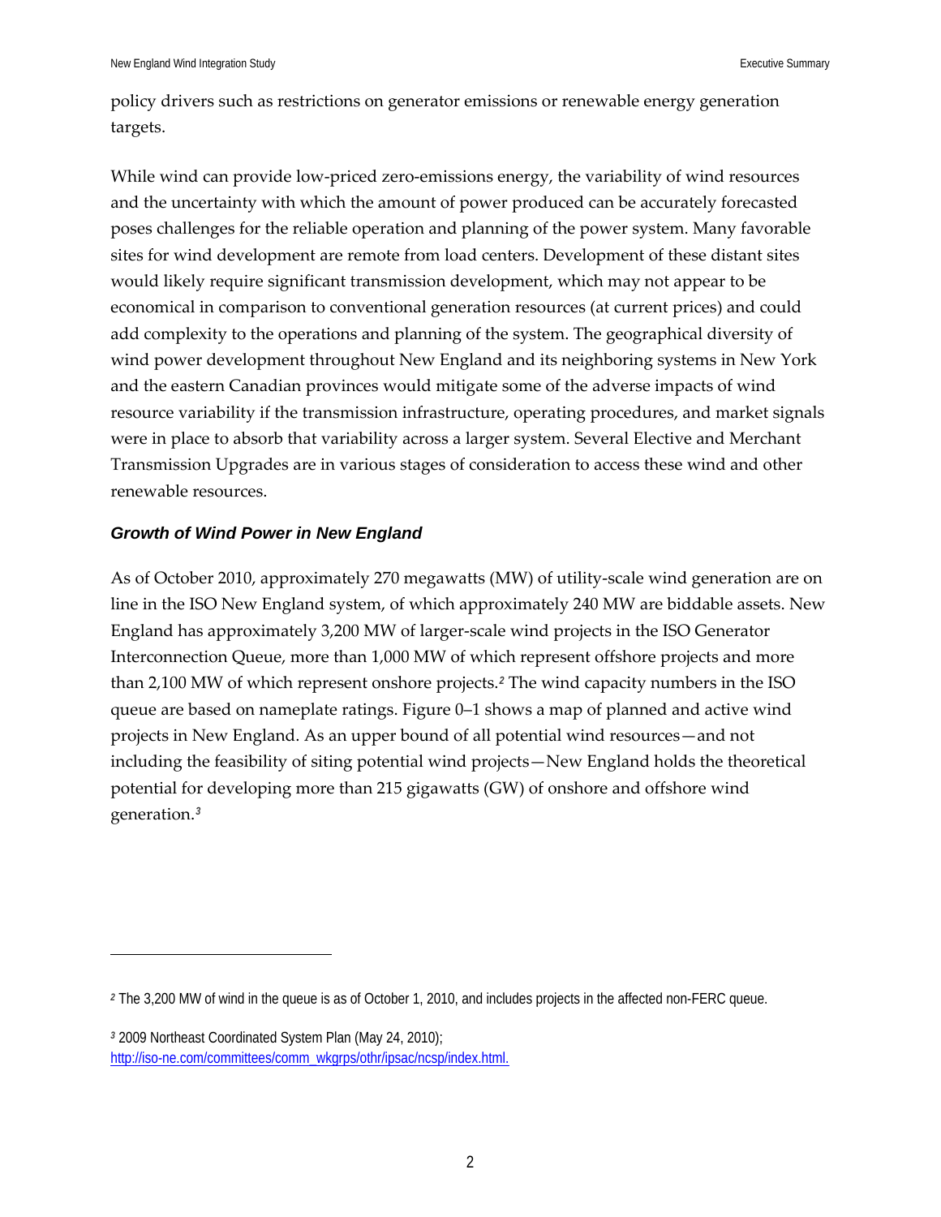policy drivers such as restrictions on generator emissions or renewable energy generation targets.

While wind can provide low-priced zero-emissions energy, the variability of wind resources and the uncertainty with which the amount of power produced can be accurately forecasted poses challenges for the reliable operation and planning of the power system. Many favorable sites for wind development are remote from load centers. Development of these distant sites would likely require significant transmission development, which may not appear to be economical in comparison to conventional generation resources (at current prices) and could add complexity to the operations and planning of the system. The geographical diversity of wind power development throughout New England and its neighboring systems in New York and the eastern Canadian provinces would mitigate some of the adverse impacts of wind resource variability if the transmission infrastructure, operating procedures, and market signals were in place to absorb that variability across a larger system. Several Elective and Merchant Transmission Upgrades are in various stages of consideration to access these wind and other renewable resources.

### *Growth of Wind Power in New England*

As of October 2010, approximately 270 megawatts (MW) of utility-scale wind generation are on line in the ISO New England system, of which approximately 240 MW are biddable assets. New England has approximately 3,200 MW of larger-scale wind projects in the ISO Generator Interconnection Queue, more than 1,000 MW of which represent offshore projects and more than 2,100 MW of which represent onshore projects.[2] The wind capacity numbers in the ISO queue are based on nameplate ratings. Figure 0–1 shows a map of planned and active wind projects in New England. As an upper bound of all potential wind resources—and not including the feasibility of siting potential wind projects—New England holds the theoretical potential for developing more than 215 gigawatts (GW) of onshore and offshore wind generation.[3]

---

[2] The 3,200 MW of wind in the queue is as of October 1, 2010, and includes projects in the affected non-FERC queue.

[3] 2009 Northeast Coordinated System Plan (May 24, 2010); http://iso-ne.com/committees/comm_wkgrps/othr/ipsac/ncsp/index.html.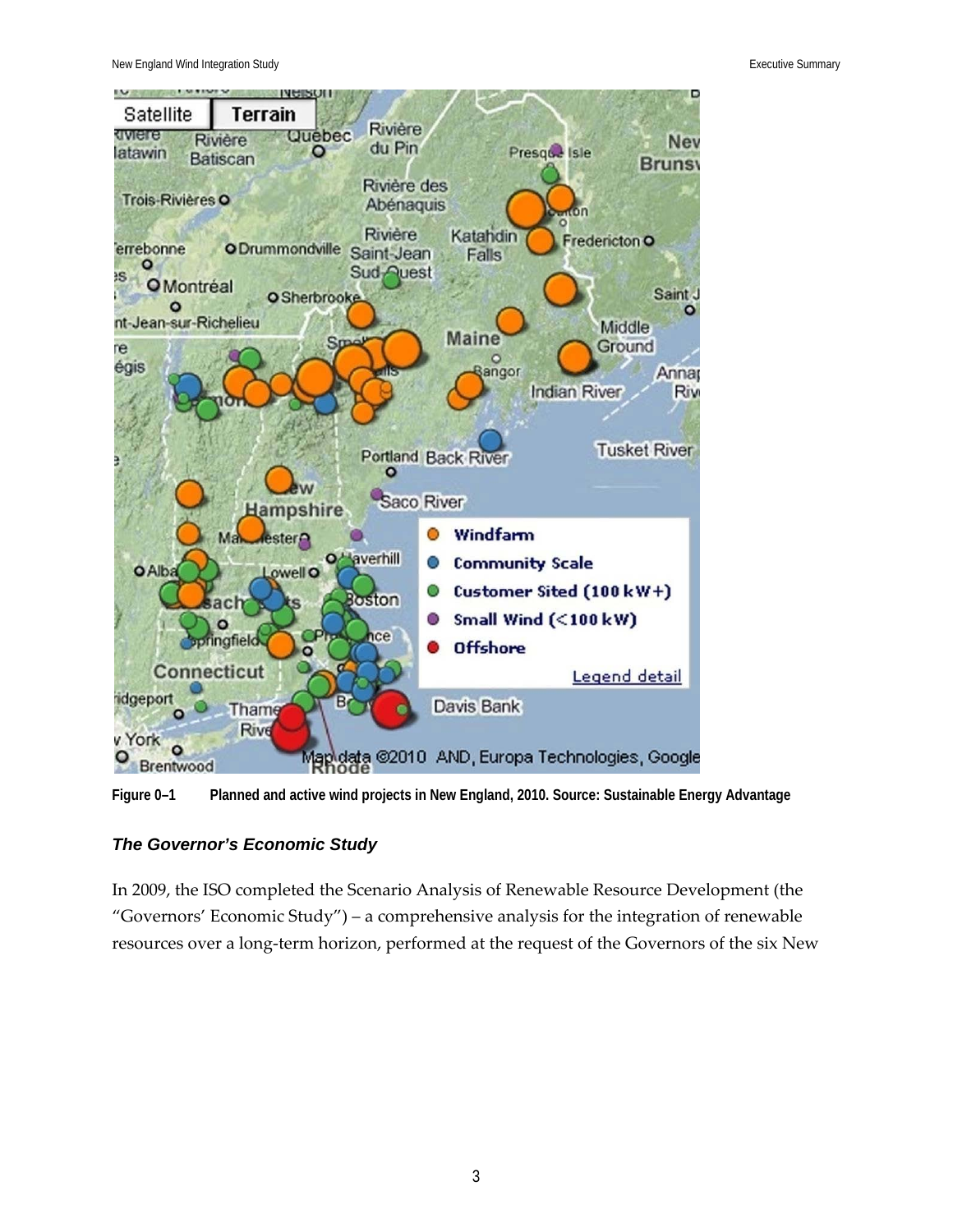Figure 0–1 Planned and active wind projects in New England, 2010. Source: Sustainable Energy Advantage

### *The Governor's Economic Study*

In 2009, the ISO completed the Scenario Analysis of Renewable Resource Development (the "Governors' Economic Study") – a comprehensive analysis for the integration of renewable resources over a long-term horizon, performed at the request of the Governors of the six New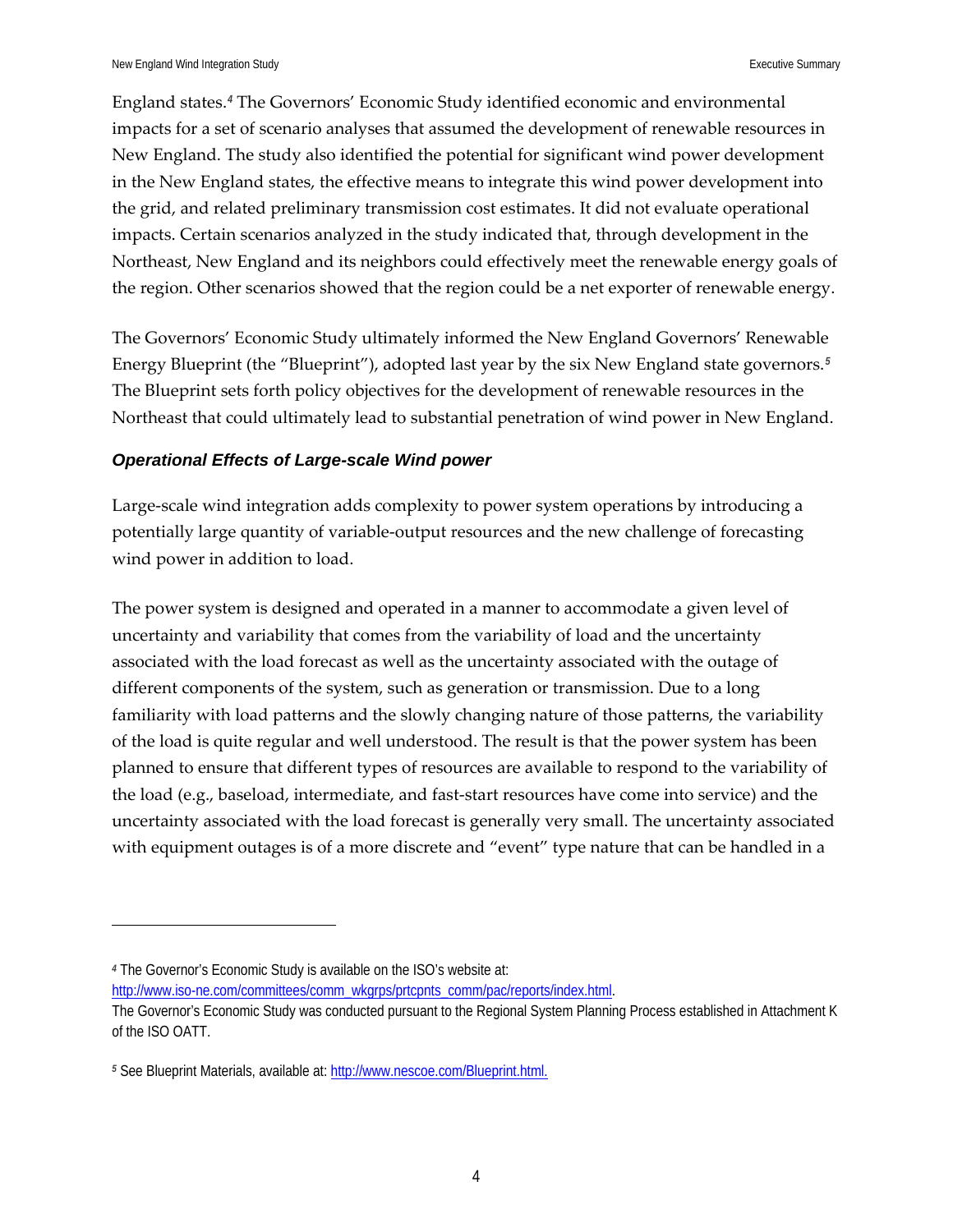England states.[4] The Governors' Economic Study identified economic and environmental impacts for a set of scenario analyses that assumed the development of renewable resources in New England. The study also identified the potential for significant wind power development in the New England states, the effective means to integrate this wind power development into the grid, and related preliminary transmission cost estimates. It did not evaluate operational impacts. Certain scenarios analyzed in the study indicated that, through development in the Northeast, New England and its neighbors could effectively meet the renewable energy goals of the region. Other scenarios showed that the region could be a net exporter of renewable energy.

The Governors' Economic Study ultimately informed the New England Governors' Renewable Energy Blueprint (the "Blueprint"), adopted last year by the six New England state governors.[5] The Blueprint sets forth policy objectives for the development of renewable resources in the Northeast that could ultimately lead to substantial penetration of wind power in New England.

### *Operational Effects of Large-scale Wind power*

Large-scale wind integration adds complexity to power system operations by introducing a potentially large quantity of variable-output resources and the new challenge of forecasting wind power in addition to load.

The power system is designed and operated in a manner to accommodate a given level of uncertainty and variability that comes from the variability of load and the uncertainty associated with the load forecast as well as the uncertainty associated with the outage of different components of the system, such as generation or transmission. Due to a long familiarity with load patterns and the slowly changing nature of those patterns, the variability of the load is quite regular and well understood. The result is that the power system has been planned to ensure that different types of resources are available to respond to the variability of the load (e.g., baseload, intermediate, and fast-start resources have come into service) and the uncertainty associated with the load forecast is generally very small. The uncertainty associated with equipment outages is of a more discrete and "event" type nature that can be handled in a

---

[4] The Governor's Economic Study is available on the ISO's website at: http://www.iso-ne.com/committees/comm_wkgrps/prtcpnts_comm/pac/reports/index.html.
The Governor's Economic Study was conducted pursuant to the Regional System Planning Process established in Attachment K of the ISO OATT.

[5] See Blueprint Materials, available at: http://www.nescoe.com/Blueprint.html.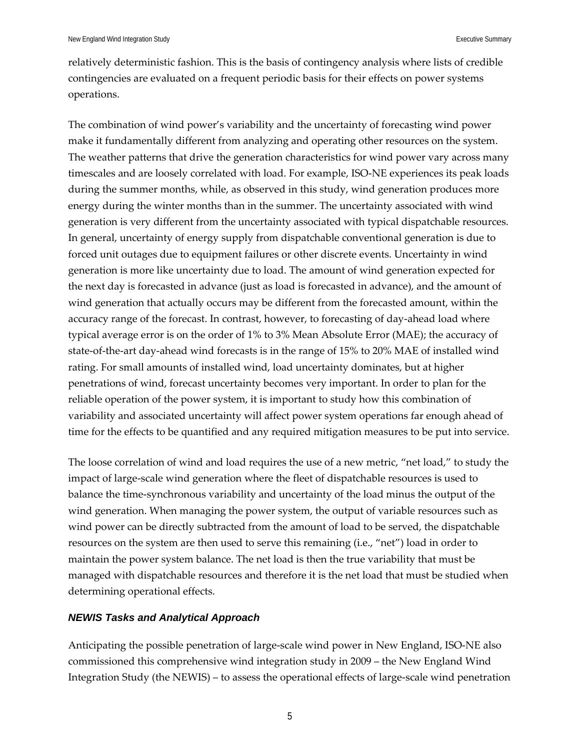relatively deterministic fashion. This is the basis of contingency analysis where lists of credible contingencies are evaluated on a frequent periodic basis for their effects on power systems operations.

The combination of wind power's variability and the uncertainty of forecasting wind power make it fundamentally different from analyzing and operating other resources on the system. The weather patterns that drive the generation characteristics for wind power vary across many timescales and are loosely correlated with load. For example, ISO-NE experiences its peak loads during the summer months, while, as observed in this study, wind generation produces more energy during the winter months than in the summer. The uncertainty associated with wind generation is very different from the uncertainty associated with typical dispatchable resources. In general, uncertainty of energy supply from dispatchable conventional generation is due to forced unit outages due to equipment failures or other discrete events. Uncertainty in wind generation is more like uncertainty due to load. The amount of wind generation expected for the next day is forecasted in advance (just as load is forecasted in advance), and the amount of wind generation that actually occurs may be different from the forecasted amount, within the accuracy range of the forecast. In contrast, however, to forecasting of day-ahead load where typical average error is on the order of 1% to 3% Mean Absolute Error (MAE); the accuracy of state-of-the-art day-ahead wind forecasts is in the range of 15% to 20% MAE of installed wind rating. For small amounts of installed wind, load uncertainty dominates, but at higher penetrations of wind, forecast uncertainty becomes very important. In order to plan for the reliable operation of the power system, it is important to study how this combination of variability and associated uncertainty will affect power system operations far enough ahead of time for the effects to be quantified and any required mitigation measures to be put into service.

The loose correlation of wind and load requires the use of a new metric, "net load," to study the impact of large-scale wind generation where the fleet of dispatchable resources is used to balance the time-synchronous variability and uncertainty of the load minus the output of the wind generation. When managing the power system, the output of variable resources such as wind power can be directly subtracted from the amount of load to be served, the dispatchable resources on the system are then used to serve this remaining (i.e., "net") load in order to maintain the power system balance. The net load is then the true variability that must be managed with dispatchable resources and therefore it is the net load that must be studied when determining operational effects.

### *NEWIS Tasks and Analytical Approach*

Anticipating the possible penetration of large-scale wind power in New England, ISO-NE also commissioned this comprehensive wind integration study in 2009 – the New England Wind Integration Study (the NEWIS) – to assess the operational effects of large-scale wind penetration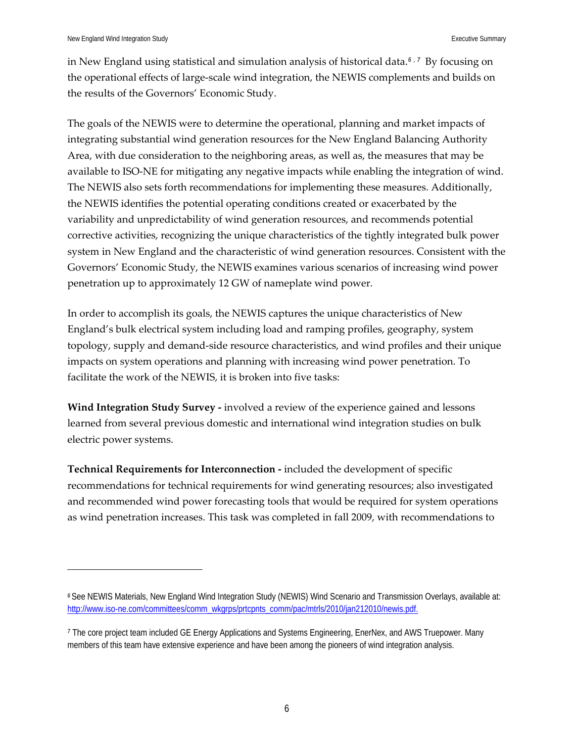in New England using statistical and simulation analysis of historical data.[6, 7] By focusing on the operational effects of large-scale wind integration, the NEWIS complements and builds on the results of the Governors' Economic Study.

The goals of the NEWIS were to determine the operational, planning and market impacts of integrating substantial wind generation resources for the New England Balancing Authority Area, with due consideration to the neighboring areas, as well as, the measures that may be available to ISO-NE for mitigating any negative impacts while enabling the integration of wind. The NEWIS also sets forth recommendations for implementing these measures. Additionally, the NEWIS identifies the potential operating conditions created or exacerbated by the variability and unpredictability of wind generation resources, and recommends potential corrective activities, recognizing the unique characteristics of the tightly integrated bulk power system in New England and the characteristic of wind generation resources. Consistent with the Governors' Economic Study, the NEWIS examines various scenarios of increasing wind power penetration up to approximately 12 GW of nameplate wind power.

In order to accomplish its goals, the NEWIS captures the unique characteristics of New England's bulk electrical system including load and ramping profiles, geography, system topology, supply and demand-side resource characteristics, and wind profiles and their unique impacts on system operations and planning with increasing wind power penetration. To facilitate the work of the NEWIS, it is broken into five tasks:

**Wind Integration Study Survey -** involved a review of the experience gained and lessons learned from several previous domestic and international wind integration studies on bulk electric power systems.

**Technical Requirements for Interconnection -** included the development of specific recommendations for technical requirements for wind generating resources; also investigated and recommended wind power forecasting tools that would be required for system operations as wind penetration increases. This task was completed in fall 2009, with recommendations to

---

[6] See NEWIS Materials, New England Wind Integration Study (NEWIS) Wind Scenario and Transmission Overlays, available at: http://www.iso-ne.com/committees/comm_wkgrps/prtcpnts_comm/pac/mtrls/2010/jan212010/newis.pdf.

[7] The core project team included GE Energy Applications and Systems Engineering, EnerNex, and AWS Truepower. Many members of this team have extensive experience and have been among the pioneers of wind integration analysis.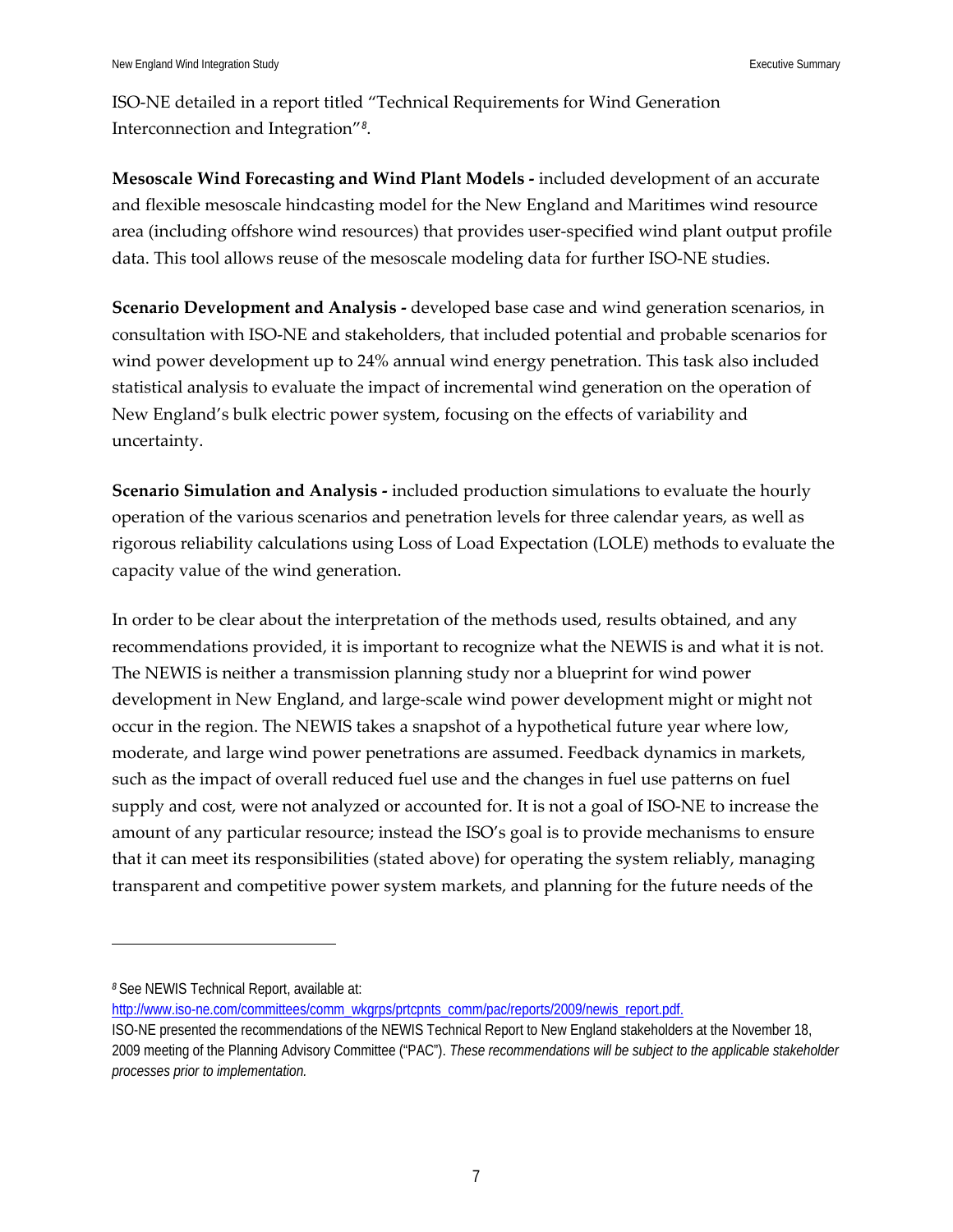ISO-NE detailed in a report titled "Technical Requirements for Wind Generation Interconnection and Integration"[8].

**Mesoscale Wind Forecasting and Wind Plant Models -** included development of an accurate and flexible mesoscale hindcasting model for the New England and Maritimes wind resource area (including offshore wind resources) that provides user-specified wind plant output profile data. This tool allows reuse of the mesoscale modeling data for further ISO-NE studies.

**Scenario Development and Analysis -** developed base case and wind generation scenarios, in consultation with ISO-NE and stakeholders, that included potential and probable scenarios for wind power development up to 24% annual wind energy penetration. This task also included statistical analysis to evaluate the impact of incremental wind generation on the operation of New England's bulk electric power system, focusing on the effects of variability and uncertainty.

**Scenario Simulation and Analysis -** included production simulations to evaluate the hourly operation of the various scenarios and penetration levels for three calendar years, as well as rigorous reliability calculations using Loss of Load Expectation (LOLE) methods to evaluate the capacity value of the wind generation.

In order to be clear about the interpretation of the methods used, results obtained, and any recommendations provided, it is important to recognize what the NEWIS is and what it is not. The NEWIS is neither a transmission planning study nor a blueprint for wind power development in New England, and large-scale wind power development might or might not occur in the region. The NEWIS takes a snapshot of a hypothetical future year where low, moderate, and large wind power penetrations are assumed. Feedback dynamics in markets, such as the impact of overall reduced fuel use and the changes in fuel use patterns on fuel supply and cost, were not analyzed or accounted for. It is not a goal of ISO-NE to increase the amount of any particular resource; instead the ISO's goal is to provide mechanisms to ensure that it can meet its responsibilities (stated above) for operating the system reliably, managing transparent and competitive power system markets, and planning for the future needs of the

---

[8] See NEWIS Technical Report, available at: http://www.iso-ne.com/committees/comm_wkgrps/prtcpnts_comm/pac/reports/2009/newis_report.pdf.
ISO-NE presented the recommendations of the NEWIS Technical Report to New England stakeholders at the November 18, 2009 meeting of the Planning Advisory Committee ("PAC"). *These recommendations will be subject to the applicable stakeholder processes prior to implementation.*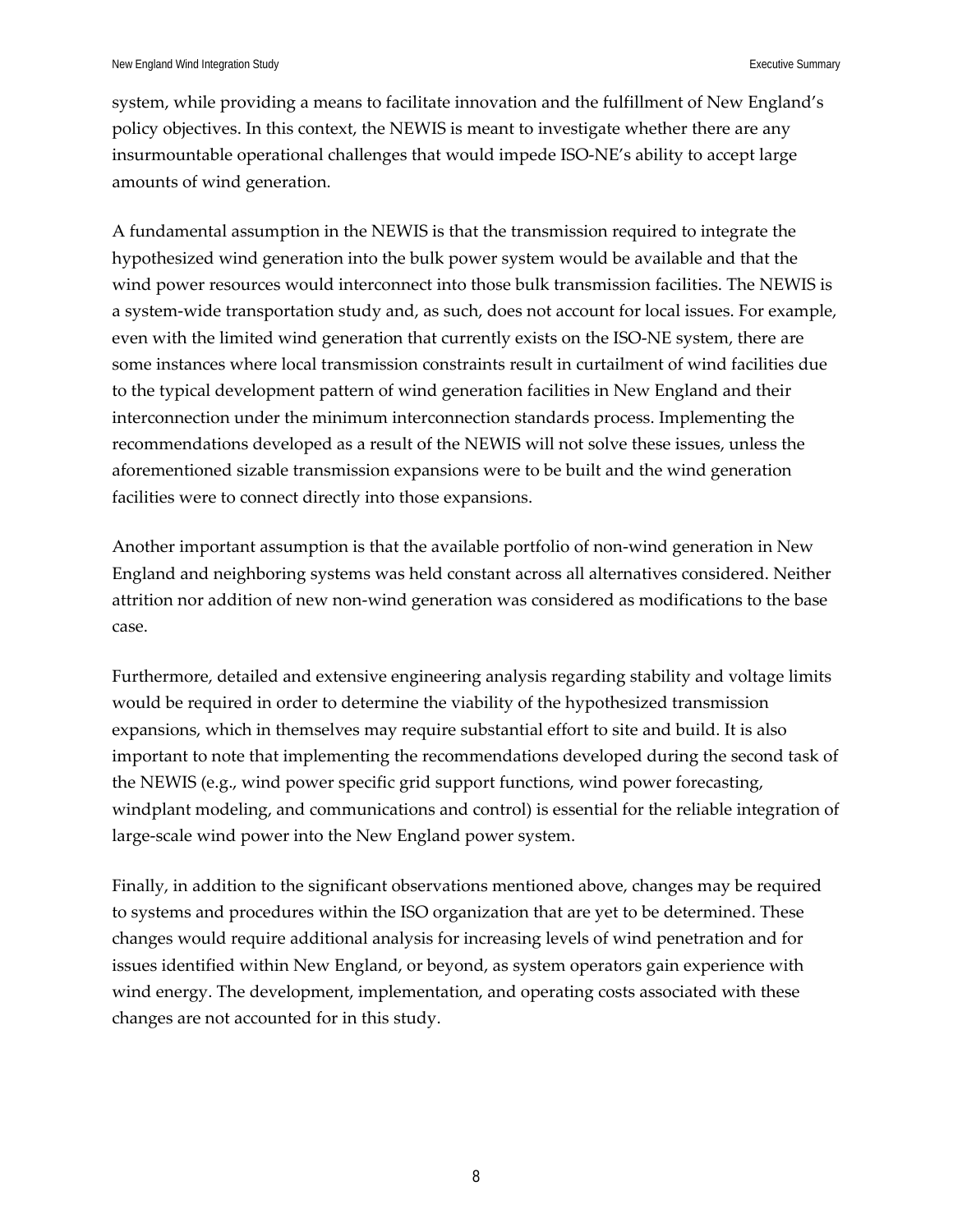system, while providing a means to facilitate innovation and the fulfillment of New England's policy objectives. In this context, the NEWIS is meant to investigate whether there are any insurmountable operational challenges that would impede ISO-NE's ability to accept large amounts of wind generation.

A fundamental assumption in the NEWIS is that the transmission required to integrate the hypothesized wind generation into the bulk power system would be available and that the wind power resources would interconnect into those bulk transmission facilities. The NEWIS is a system-wide transportation study and, as such, does not account for local issues. For example, even with the limited wind generation that currently exists on the ISO-NE system, there are some instances where local transmission constraints result in curtailment of wind facilities due to the typical development pattern of wind generation facilities in New England and their interconnection under the minimum interconnection standards process. Implementing the recommendations developed as a result of the NEWIS will not solve these issues, unless the aforementioned sizable transmission expansions were to be built and the wind generation facilities were to connect directly into those expansions.

Another important assumption is that the available portfolio of non-wind generation in New England and neighboring systems was held constant across all alternatives considered. Neither attrition nor addition of new non-wind generation was considered as modifications to the base case.

Furthermore, detailed and extensive engineering analysis regarding stability and voltage limits would be required in order to determine the viability of the hypothesized transmission expansions, which in themselves may require substantial effort to site and build. It is also important to note that implementing the recommendations developed during the second task of the NEWIS (e.g., wind power specific grid support functions, wind power forecasting, windplant modeling, and communications and control) is essential for the reliable integration of large-scale wind power into the New England power system.

Finally, in addition to the significant observations mentioned above, changes may be required to systems and procedures within the ISO organization that are yet to be determined. These changes would require additional analysis for increasing levels of wind penetration and for issues identified within New England, or beyond, as system operators gain experience with wind energy. The development, implementation, and operating costs associated with these changes are not accounted for in this study.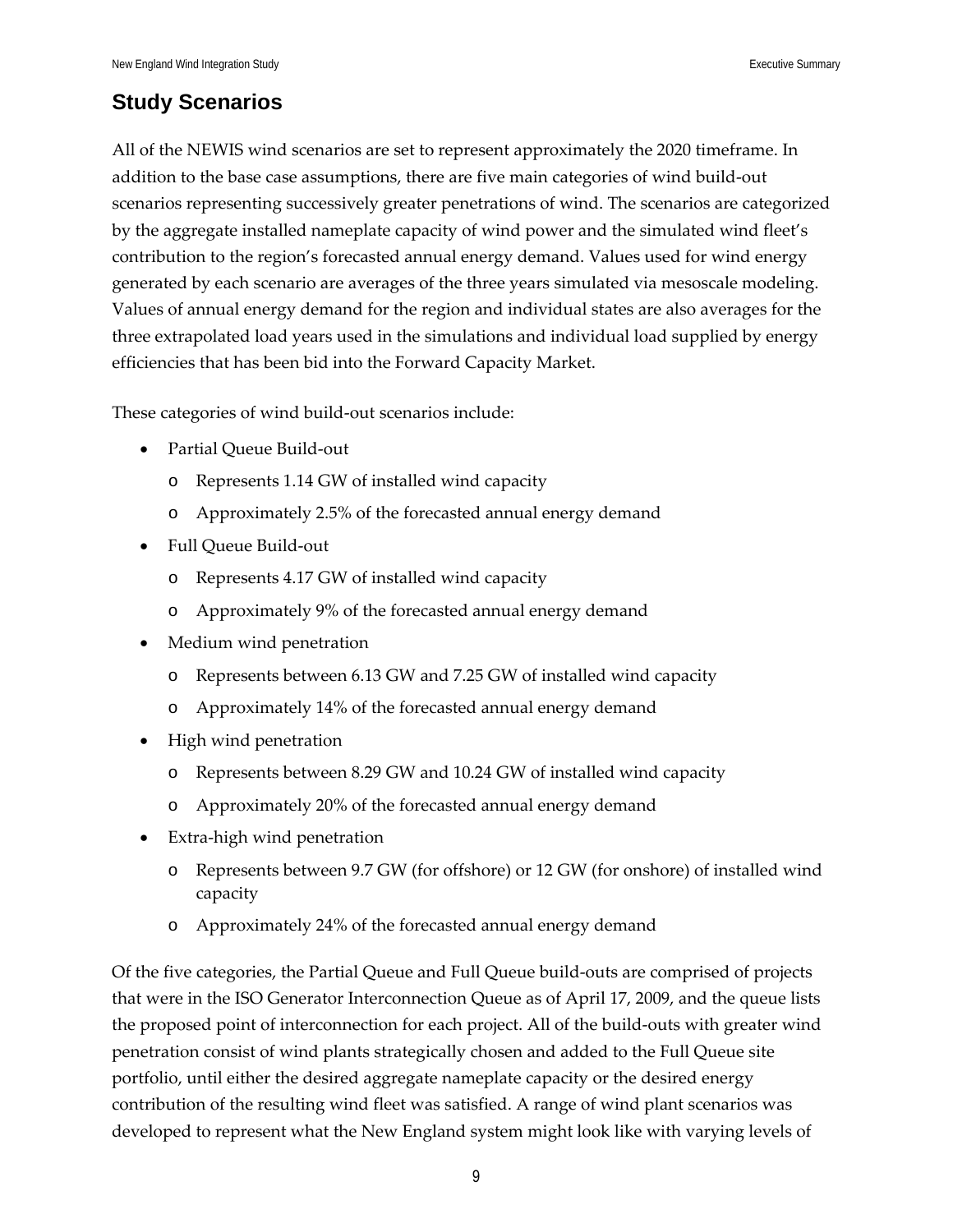## Study Scenarios

All of the NEWIS wind scenarios are set to represent approximately the 2020 timeframe. In addition to the base case assumptions, there are five main categories of wind build-out scenarios representing successively greater penetrations of wind. The scenarios are categorized by the aggregate installed nameplate capacity of wind power and the simulated wind fleet's contribution to the region's forecasted annual energy demand. Values used for wind energy generated by each scenario are averages of the three years simulated via mesoscale modeling. Values of annual energy demand for the region and individual states are also averages for the three extrapolated load years used in the simulations and individual load supplied by energy efficiencies that has been bid into the Forward Capacity Market.

These categories of wind build-out scenarios include:

- Partial Queue Build-out
  - Represents 1.14 GW of installed wind capacity
  - Approximately 2.5% of the forecasted annual energy demand
- Full Queue Build-out
  - Represents 4.17 GW of installed wind capacity
  - Approximately 9% of the forecasted annual energy demand
- Medium wind penetration
  - Represents between 6.13 GW and 7.25 GW of installed wind capacity
  - Approximately 14% of the forecasted annual energy demand
- High wind penetration
  - Represents between 8.29 GW and 10.24 GW of installed wind capacity
  - Approximately 20% of the forecasted annual energy demand
- Extra-high wind penetration
  - Represents between 9.7 GW (for offshore) or 12 GW (for onshore) of installed wind capacity
  - Approximately 24% of the forecasted annual energy demand

Of the five categories, the Partial Queue and Full Queue build-outs are comprised of projects that were in the ISO Generator Interconnection Queue as of April 17, 2009, and the queue lists the proposed point of interconnection for each project. All of the build-outs with greater wind penetration consist of wind plants strategically chosen and added to the Full Queue site portfolio, until either the desired aggregate nameplate capacity or the desired energy contribution of the resulting wind fleet was satisfied. A range of wind plant scenarios was developed to represent what the New England system might look like with varying levels of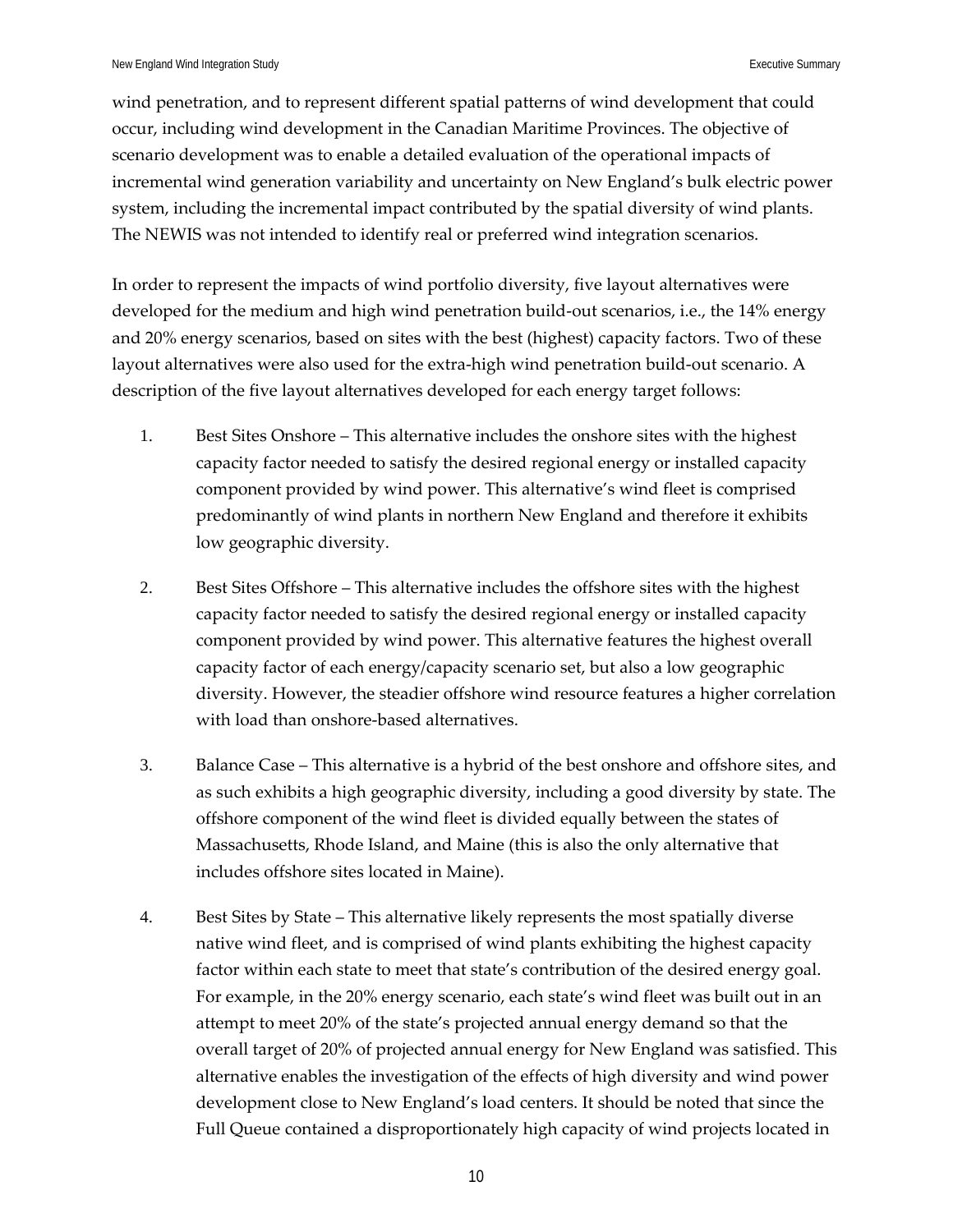wind penetration, and to represent different spatial patterns of wind development that could occur, including wind development in the Canadian Maritime Provinces. The objective of scenario development was to enable a detailed evaluation of the operational impacts of incremental wind generation variability and uncertainty on New England's bulk electric power system, including the incremental impact contributed by the spatial diversity of wind plants. The NEWIS was not intended to identify real or preferred wind integration scenarios.

In order to represent the impacts of wind portfolio diversity, five layout alternatives were developed for the medium and high wind penetration build-out scenarios, i.e., the 14% energy and 20% energy scenarios, based on sites with the best (highest) capacity factors. Two of these layout alternatives were also used for the extra-high wind penetration build-out scenario. A description of the five layout alternatives developed for each energy target follows:

1. Best Sites Onshore – This alternative includes the onshore sites with the highest capacity factor needed to satisfy the desired regional energy or installed capacity component provided by wind power. This alternative's wind fleet is comprised predominantly of wind plants in northern New England and therefore it exhibits low geographic diversity.

2. Best Sites Offshore – This alternative includes the offshore sites with the highest capacity factor needed to satisfy the desired regional energy or installed capacity component provided by wind power. This alternative features the highest overall capacity factor of each energy/capacity scenario set, but also a low geographic diversity. However, the steadier offshore wind resource features a higher correlation with load than onshore-based alternatives.

3. Balance Case – This alternative is a hybrid of the best onshore and offshore sites, and as such exhibits a high geographic diversity, including a good diversity by state. The offshore component of the wind fleet is divided equally between the states of Massachusetts, Rhode Island, and Maine (this is also the only alternative that includes offshore sites located in Maine).

4. Best Sites by State – This alternative likely represents the most spatially diverse native wind fleet, and is comprised of wind plants exhibiting the highest capacity factor within each state to meet that state's contribution of the desired energy goal. For example, in the 20% energy scenario, each state's wind fleet was built out in an attempt to meet 20% of the state's projected annual energy demand so that the overall target of 20% of projected annual energy for New England was satisfied. This alternative enables the investigation of the effects of high diversity and wind power development close to New England's load centers. It should be noted that since the Full Queue contained a disproportionately high capacity of wind projects located in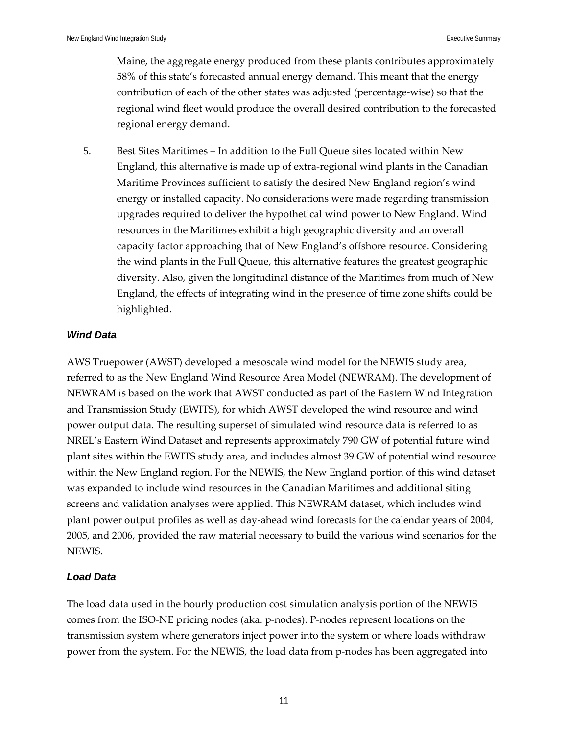Maine, the aggregate energy produced from these plants contributes approximately 58% of this state's forecasted annual energy demand. This meant that the energy contribution of each of the other states was adjusted (percentage-wise) so that the regional wind fleet would produce the overall desired contribution to the forecasted regional energy demand.

5. Best Sites Maritimes – In addition to the Full Queue sites located within New England, this alternative is made up of extra-regional wind plants in the Canadian Maritime Provinces sufficient to satisfy the desired New England region's wind energy or installed capacity. No considerations were made regarding transmission upgrades required to deliver the hypothetical wind power to New England. Wind resources in the Maritimes exhibit a high geographic diversity and an overall capacity factor approaching that of New England's offshore resource. Considering the wind plants in the Full Queue, this alternative features the greatest geographic diversity. Also, given the longitudinal distance of the Maritimes from much of New England, the effects of integrating wind in the presence of time zone shifts could be highlighted.

### *Wind Data*

AWS Truepower (AWST) developed a mesoscale wind model for the NEWIS study area, referred to as the New England Wind Resource Area Model (NEWRAM). The development of NEWRAM is based on the work that AWST conducted as part of the Eastern Wind Integration and Transmission Study (EWITS), for which AWST developed the wind resource and wind power output data. The resulting superset of simulated wind resource data is referred to as NREL's Eastern Wind Dataset and represents approximately 790 GW of potential future wind plant sites within the EWITS study area, and includes almost 39 GW of potential wind resource within the New England region. For the NEWIS, the New England portion of this wind dataset was expanded to include wind resources in the Canadian Maritimes and additional siting screens and validation analyses were applied. This NEWRAM dataset, which includes wind plant power output profiles as well as day-ahead wind forecasts for the calendar years of 2004, 2005, and 2006, provided the raw material necessary to build the various wind scenarios for the NEWIS.

### *Load Data*

The load data used in the hourly production cost simulation analysis portion of the NEWIS comes from the ISO-NE pricing nodes (aka. p-nodes). P-nodes represent locations on the transmission system where generators inject power into the system or where loads withdraw power from the system. For the NEWIS, the load data from p-nodes has been aggregated into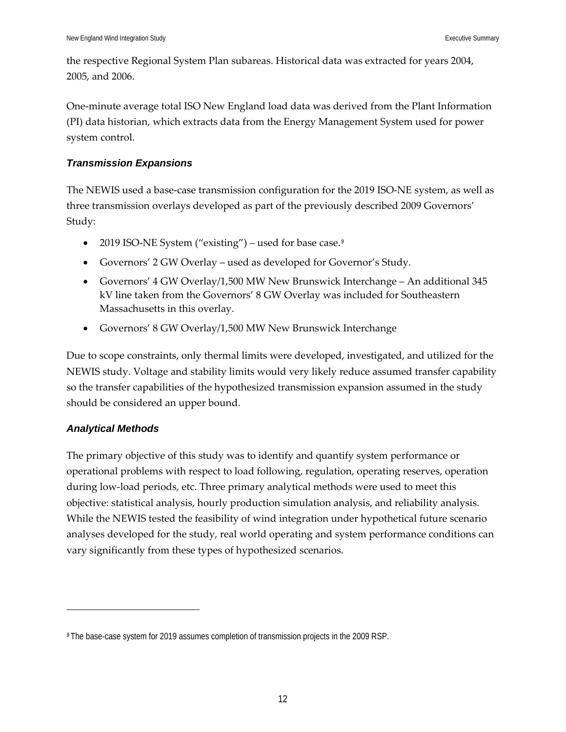the respective Regional System Plan subareas. Historical data was extracted for years 2004, 2005, and 2006.

One-minute average total ISO New England load data was derived from the Plant Information (PI) data historian, which extracts data from the Energy Management System used for power system control.

### *Transmission Expansions*

The NEWIS used a base-case transmission configuration for the 2019 ISO-NE system, as well as three transmission overlays developed as part of the previously described 2009 Governors' Study:

- 2019 ISO-NE System ("existing") – used for base case.[9]
- Governors' 2 GW Overlay – used as developed for Governor's Study.
- Governors' 4 GW Overlay/1,500 MW New Brunswick Interchange – An additional 345 kV line taken from the Governors' 8 GW Overlay was included for Southeastern Massachusetts in this overlay.
- Governors' 8 GW Overlay/1,500 MW New Brunswick Interchange

Due to scope constraints, only thermal limits were developed, investigated, and utilized for the NEWIS study. Voltage and stability limits would very likely reduce assumed transfer capability so the transfer capabilities of the hypothesized transmission expansion assumed in the study should be considered an upper bound.

### *Analytical Methods*

The primary objective of this study was to identify and quantify system performance or operational problems with respect to load following, regulation, operating reserves, operation during low-load periods, etc. Three primary analytical methods were used to meet this objective: statistical analysis, hourly production simulation analysis, and reliability analysis. While the NEWIS tested the feasibility of wind integration under hypothetical future scenario analyses developed for the study, real world operating and system performance conditions can vary significantly from these types of hypothesized scenarios.

---

[9] The base-case system for 2019 assumes completion of transmission projects in the 2009 RSP.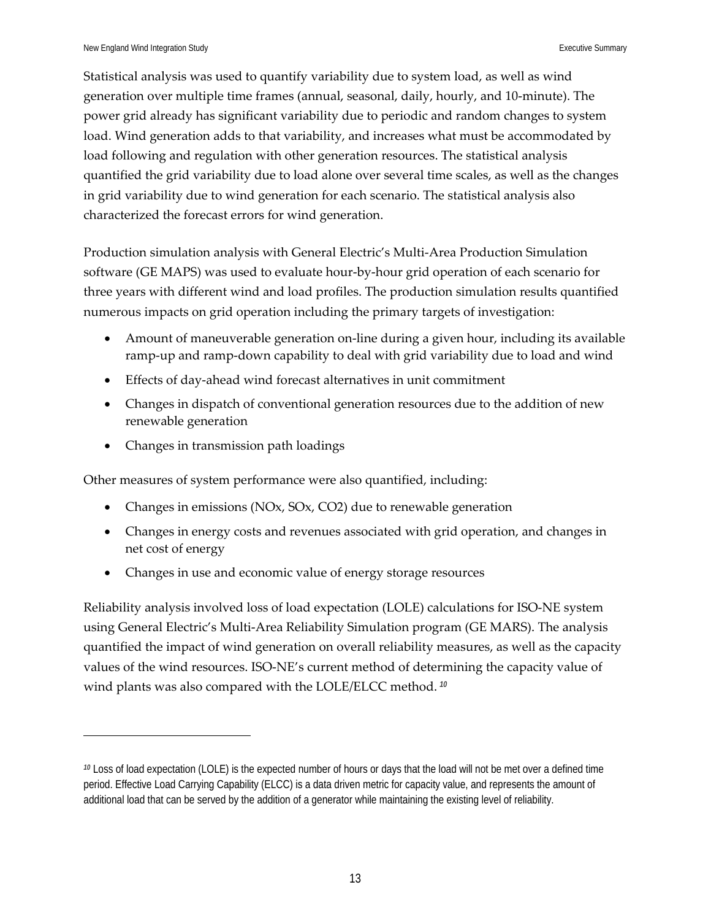Statistical analysis was used to quantify variability due to system load, as well as wind generation over multiple time frames (annual, seasonal, daily, hourly, and 10-minute). The power grid already has significant variability due to periodic and random changes to system load. Wind generation adds to that variability, and increases what must be accommodated by load following and regulation with other generation resources. The statistical analysis quantified the grid variability due to load alone over several time scales, as well as the changes in grid variability due to wind generation for each scenario. The statistical analysis also characterized the forecast errors for wind generation.

Production simulation analysis with General Electric's Multi-Area Production Simulation software (GE MAPS) was used to evaluate hour-by-hour grid operation of each scenario for three years with different wind and load profiles. The production simulation results quantified numerous impacts on grid operation including the primary targets of investigation:

- Amount of maneuverable generation on-line during a given hour, including its available ramp-up and ramp-down capability to deal with grid variability due to load and wind
- Effects of day-ahead wind forecast alternatives in unit commitment
- Changes in dispatch of conventional generation resources due to the addition of new renewable generation
- Changes in transmission path loadings

Other measures of system performance were also quantified, including:

- Changes in emissions (NOx, SOx, $CO_2$) due to renewable generation
- Changes in energy costs and revenues associated with grid operation, and changes in net cost of energy
- Changes in use and economic value of energy storage resources

Reliability analysis involved loss of load expectation (LOLE) calculations for ISO-NE system using General Electric's Multi-Area Reliability Simulation program (GE MARS). The analysis quantified the impact of wind generation on overall reliability measures, as well as the capacity values of the wind resources. ISO-NE's current method of determining the capacity value of wind plants was also compared with the LOLE/ELCC method. [10]

---

[10] Loss of load expectation (LOLE) is the expected number of hours or days that the load will not be met over a defined time period. Effective Load Carrying Capability (ELCC) is a data driven metric for capacity value, and represents the amount of additional load that can be served by the addition of a generator while maintaining the existing level of reliability.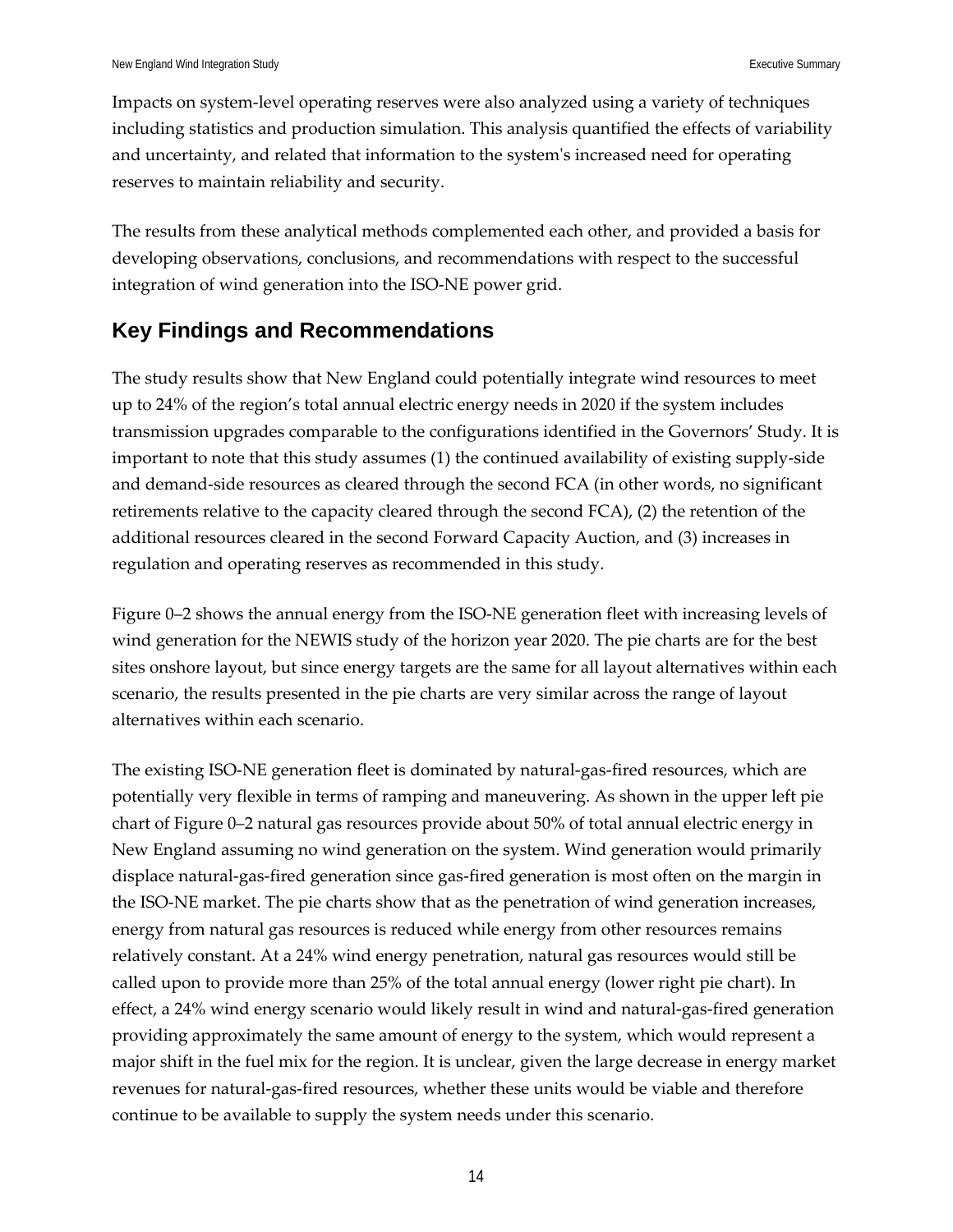Impacts on system-level operating reserves were also analyzed using a variety of techniques including statistics and production simulation. This analysis quantified the effects of variability and uncertainty, and related that information to the system's increased need for operating reserves to maintain reliability and security.

The results from these analytical methods complemented each other, and provided a basis for developing observations, conclusions, and recommendations with respect to the successful integration of wind generation into the ISO-NE power grid.

## Key Findings and Recommendations

The study results show that New England could potentially integrate wind resources to meet up to 24% of the region's total annual electric energy needs in 2020 if the system includes transmission upgrades comparable to the configurations identified in the Governors' Study. It is important to note that this study assumes (1) the continued availability of existing supply-side and demand-side resources as cleared through the second FCA (in other words, no significant retirements relative to the capacity cleared through the second FCA), (2) the retention of the additional resources cleared in the second Forward Capacity Auction, and (3) increases in regulation and operating reserves as recommended in this study.

Figure 0–2 shows the annual energy from the ISO-NE generation fleet with increasing levels of wind generation for the NEWIS study of the horizon year 2020. The pie charts are for the best sites onshore layout, but since energy targets are the same for all layout alternatives within each scenario, the results presented in the pie charts are very similar across the range of layout alternatives within each scenario.

The existing ISO-NE generation fleet is dominated by natural-gas-fired resources, which are potentially very flexible in terms of ramping and maneuvering. As shown in the upper left pie chart of Figure 0–2 natural gas resources provide about 50% of total annual electric energy in New England assuming no wind generation on the system. Wind generation would primarily displace natural-gas-fired generation since gas-fired generation is most often on the margin in the ISO-NE market. The pie charts show that as the penetration of wind generation increases, energy from natural gas resources is reduced while energy from other resources remains relatively constant. At a 24% wind energy penetration, natural gas resources would still be called upon to provide more than 25% of the total annual energy (lower right pie chart). In effect, a 24% wind energy scenario would likely result in wind and natural-gas-fired generation providing approximately the same amount of energy to the system, which would represent a major shift in the fuel mix for the region. It is unclear, given the large decrease in energy market revenues for natural-gas-fired resources, whether these units would be viable and therefore continue to be available to supply the system needs under this scenario.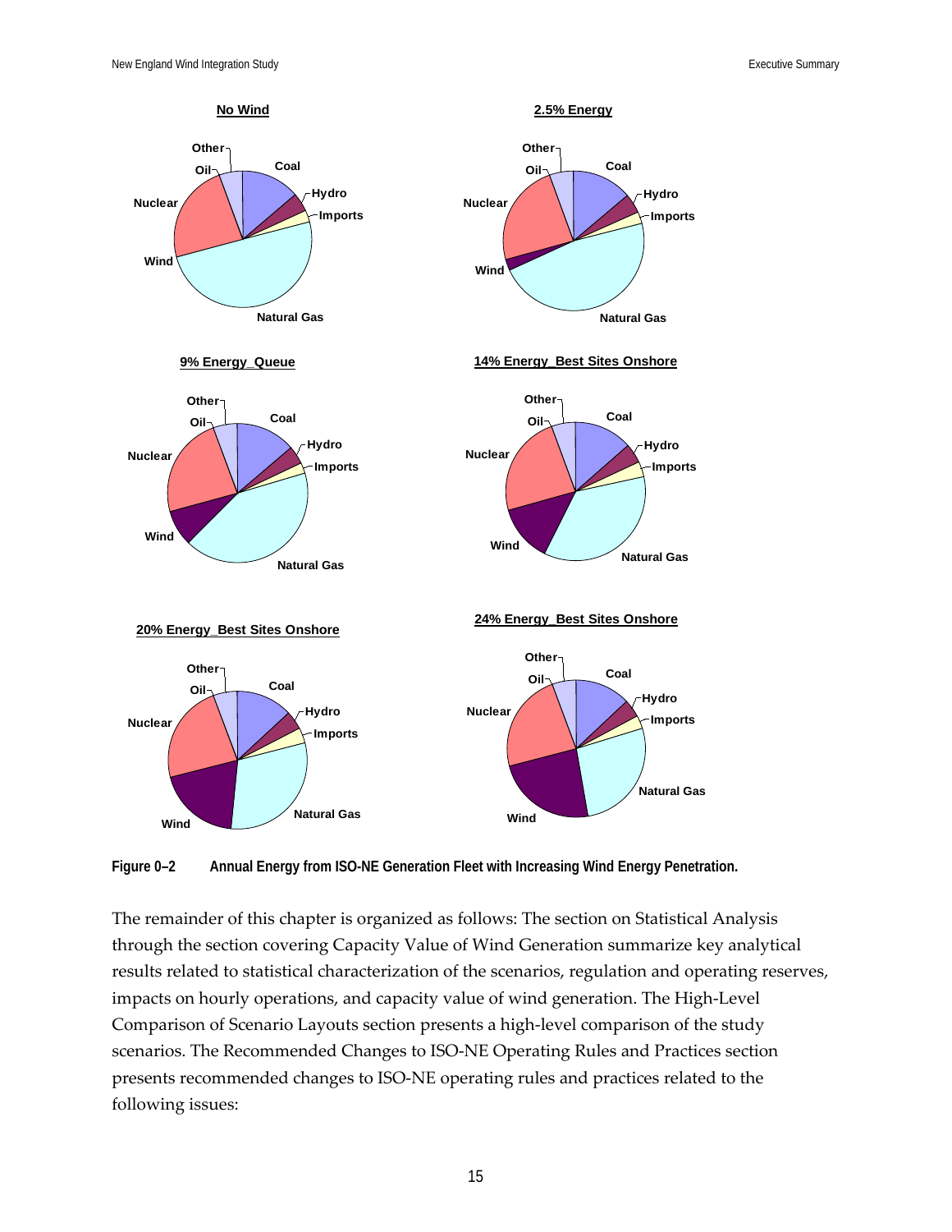**No Wind**

**2.5% Energy**

**9% Energy_Queue**

**14% Energy_Best Sites Onshore**

**20% Energy_Best Sites Onshore**

**24% Energy_Best Sites Onshore**

**Figure 0–2 Annual Energy from ISO-NE Generation Fleet with Increasing Wind Energy Penetration.**

The remainder of this chapter is organized as follows: The section on Statistical Analysis through the section covering Capacity Value of Wind Generation summarize key analytical results related to statistical characterization of the scenarios, regulation and operating reserves, impacts on hourly operations, and capacity value of wind generation. The High-Level Comparison of Scenario Layouts section presents a high-level comparison of the study scenarios. The Recommended Changes to ISO-NE Operating Rules and Practices section presents recommended changes to ISO-NE operating rules and practices related to the following issues: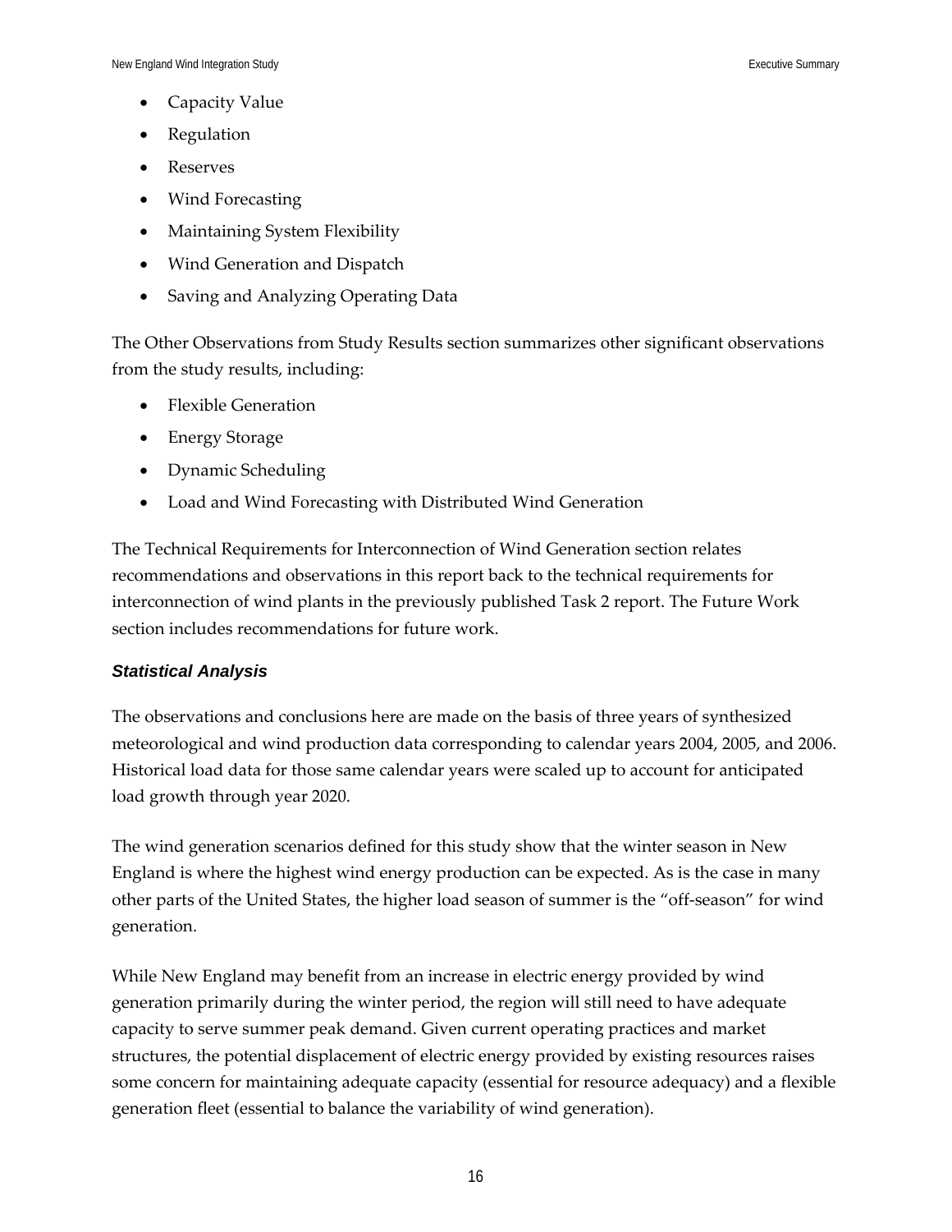- Capacity Value
- Regulation
- Reserves
- Wind Forecasting
- Maintaining System Flexibility
- Wind Generation and Dispatch
- Saving and Analyzing Operating Data

The Other Observations from Study Results section summarizes other significant observations from the study results, including:

- Flexible Generation
- Energy Storage
- Dynamic Scheduling
- Load and Wind Forecasting with Distributed Wind Generation

The Technical Requirements for Interconnection of Wind Generation section relates recommendations and observations in this report back to the technical requirements for interconnection of wind plants in the previously published Task 2 report. The Future Work section includes recommendations for future work.

### *Statistical Analysis*

The observations and conclusions here are made on the basis of three years of synthesized meteorological and wind production data corresponding to calendar years 2004, 2005, and 2006. Historical load data for those same calendar years were scaled up to account for anticipated load growth through year 2020.

The wind generation scenarios defined for this study show that the winter season in New England is where the highest wind energy production can be expected. As is the case in many other parts of the United States, the higher load season of summer is the "off-season" for wind generation.

While New England may benefit from an increase in electric energy provided by wind generation primarily during the winter period, the region will still need to have adequate capacity to serve summer peak demand. Given current operating practices and market structures, the potential displacement of electric energy provided by existing resources raises some concern for maintaining adequate capacity (essential for resource adequacy) and a flexible generation fleet (essential to balance the variability of wind generation).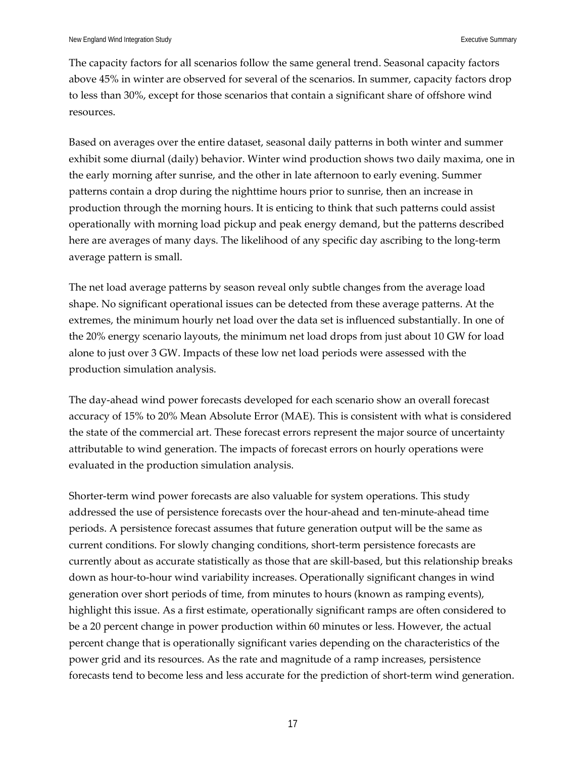The capacity factors for all scenarios follow the same general trend. Seasonal capacity factors above 45% in winter are observed for several of the scenarios. In summer, capacity factors drop to less than 30%, except for those scenarios that contain a significant share of offshore wind resources.

Based on averages over the entire dataset, seasonal daily patterns in both winter and summer exhibit some diurnal (daily) behavior. Winter wind production shows two daily maxima, one in the early morning after sunrise, and the other in late afternoon to early evening. Summer patterns contain a drop during the nighttime hours prior to sunrise, then an increase in production through the morning hours. It is enticing to think that such patterns could assist operationally with morning load pickup and peak energy demand, but the patterns described here are averages of many days. The likelihood of any specific day ascribing to the long-term average pattern is small.

The net load average patterns by season reveal only subtle changes from the average load shape. No significant operational issues can be detected from these average patterns. At the extremes, the minimum hourly net load over the data set is influenced substantially. In one of the 20% energy scenario layouts, the minimum net load drops from just about 10 GW for load alone to just over 3 GW. Impacts of these low net load periods were assessed with the production simulation analysis.

The day-ahead wind power forecasts developed for each scenario show an overall forecast accuracy of 15% to 20% Mean Absolute Error (MAE). This is consistent with what is considered the state of the commercial art. These forecast errors represent the major source of uncertainty attributable to wind generation. The impacts of forecast errors on hourly operations were evaluated in the production simulation analysis.

Shorter-term wind power forecasts are also valuable for system operations. This study addressed the use of persistence forecasts over the hour-ahead and ten-minute-ahead time periods. A persistence forecast assumes that future generation output will be the same as current conditions. For slowly changing conditions, short-term persistence forecasts are currently about as accurate statistically as those that are skill-based, but this relationship breaks down as hour-to-hour wind variability increases. Operationally significant changes in wind generation over short periods of time, from minutes to hours (known as ramping events), highlight this issue. As a first estimate, operationally significant ramps are often considered to be a 20 percent change in power production within 60 minutes or less. However, the actual percent change that is operationally significant varies depending on the characteristics of the power grid and its resources. As the rate and magnitude of a ramp increases, persistence forecasts tend to become less and less accurate for the prediction of short-term wind generation.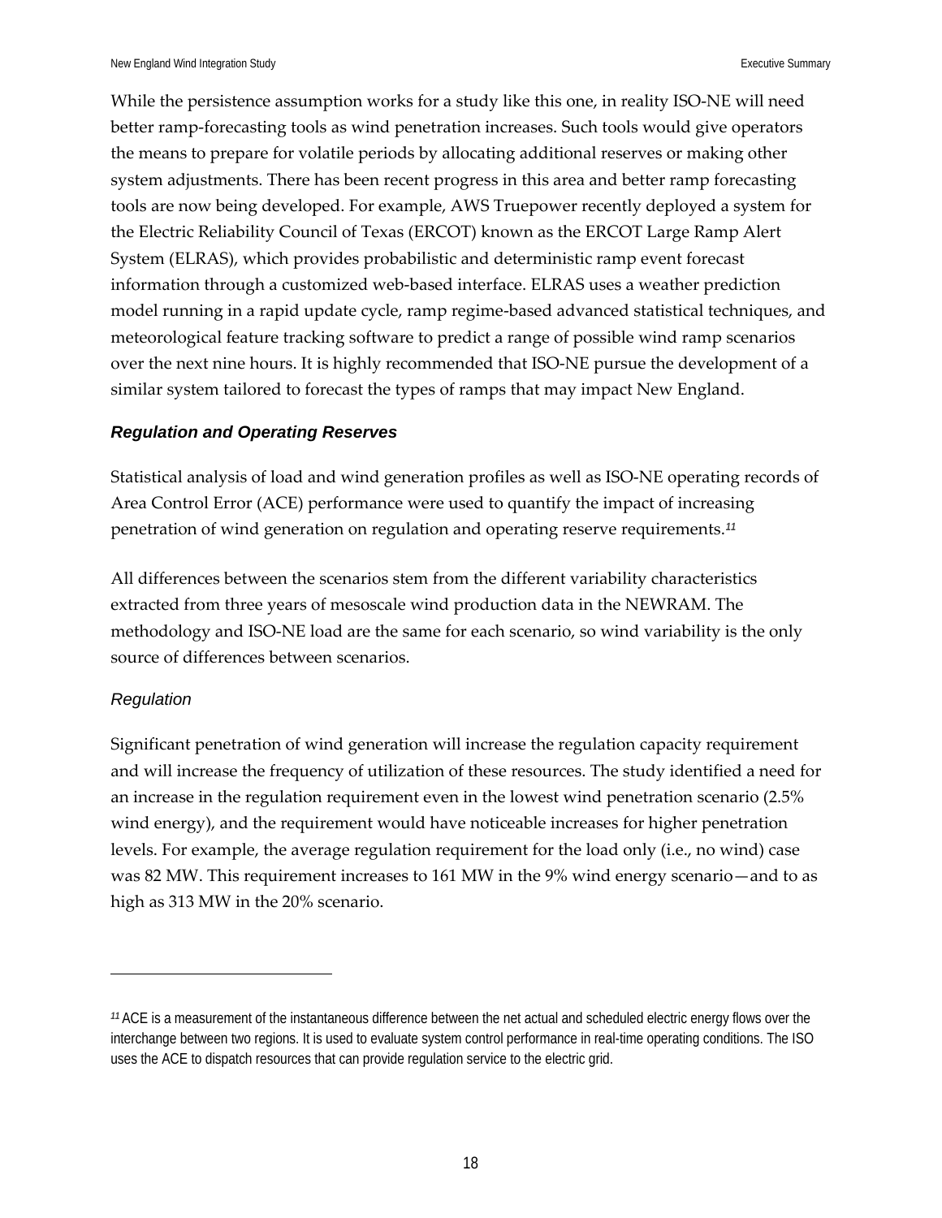While the persistence assumption works for a study like this one, in reality ISO-NE will need better ramp-forecasting tools as wind penetration increases. Such tools would give operators the means to prepare for volatile periods by allocating additional reserves or making other system adjustments. There has been recent progress in this area and better ramp forecasting tools are now being developed. For example, AWS Truepower recently deployed a system for the Electric Reliability Council of Texas (ERCOT) known as the ERCOT Large Ramp Alert System (ELRAS), which provides probabilistic and deterministic ramp event forecast information through a customized web-based interface. ELRAS uses a weather prediction model running in a rapid update cycle, ramp regime-based advanced statistical techniques, and meteorological feature tracking software to predict a range of possible wind ramp scenarios over the next nine hours. It is highly recommended that ISO-NE pursue the development of a similar system tailored to forecast the types of ramps that may impact New England.

### *Regulation and Operating Reserves*

Statistical analysis of load and wind generation profiles as well as ISO-NE operating records of Area Control Error (ACE) performance were used to quantify the impact of increasing penetration of wind generation on regulation and operating reserve requirements.[11]

All differences between the scenarios stem from the different variability characteristics extracted from three years of mesoscale wind production data in the NEWRAM. The methodology and ISO-NE load are the same for each scenario, so wind variability is the only source of differences between scenarios.

#### *Regulation*

Significant penetration of wind generation will increase the regulation capacity requirement and will increase the frequency of utilization of these resources. The study identified a need for an increase in the regulation requirement even in the lowest wind penetration scenario (2.5% wind energy), and the requirement would have noticeable increases for higher penetration levels. For example, the average regulation requirement for the load only (i.e., no wind) case was 82 MW. This requirement increases to 161 MW in the 9% wind energy scenario—and to as high as 313 MW in the 20% scenario.

---

[11] ACE is a measurement of the instantaneous difference between the net actual and scheduled electric energy flows over the interchange between two regions. It is used to evaluate system control performance in real-time operating conditions. The ISO uses the ACE to dispatch resources that can provide regulation service to the electric grid.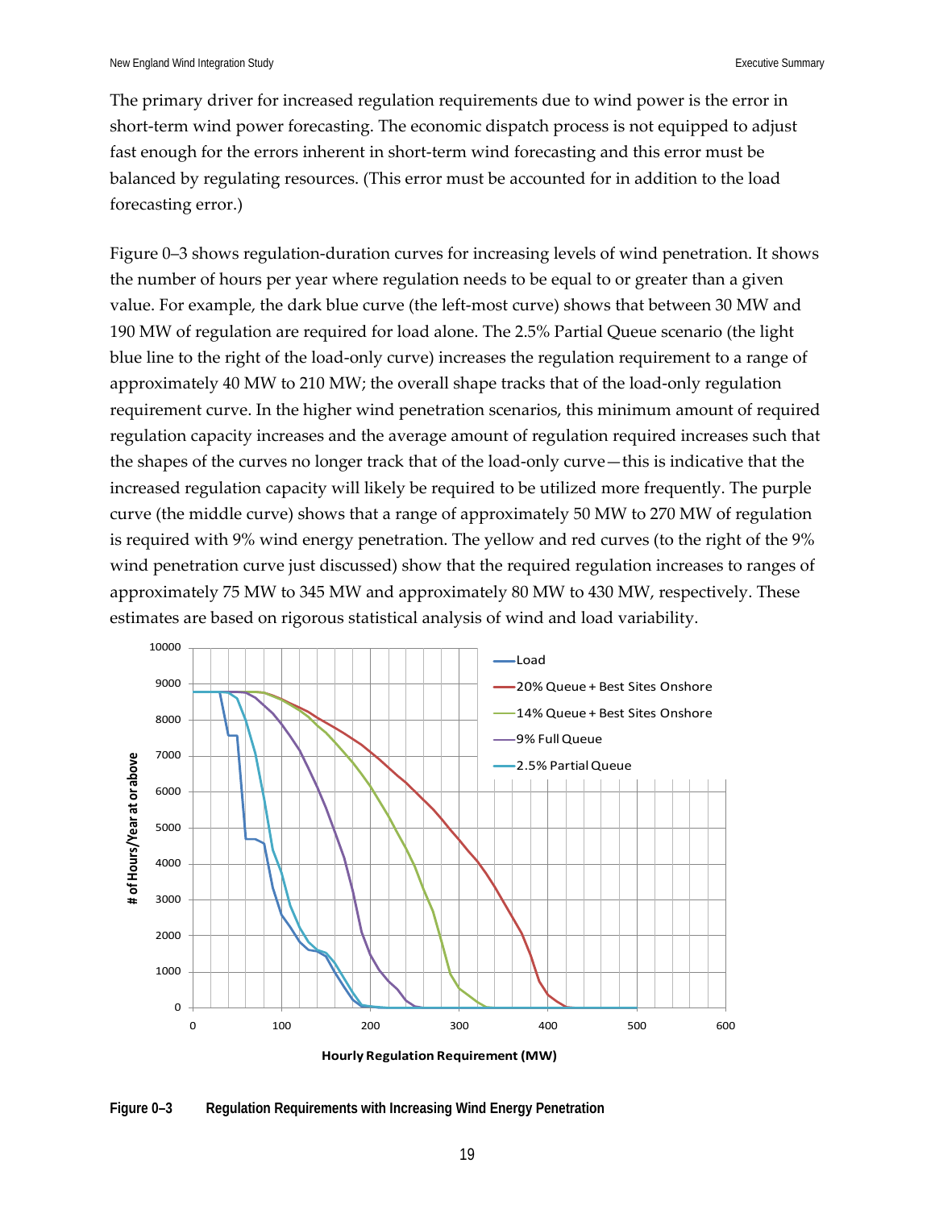The primary driver for increased regulation requirements due to wind power is the error in short-term wind power forecasting. The economic dispatch process is not equipped to adjust fast enough for the errors inherent in short-term wind forecasting and this error must be balanced by regulating resources. (This error must be accounted for in addition to the load forecasting error.)

Figure 0–3 shows regulation-duration curves for increasing levels of wind penetration. It shows the number of hours per year where regulation needs to be equal to or greater than a given value. For example, the dark blue curve (the left-most curve) shows that between 30 MW and 190 MW of regulation are required for load alone. The 2.5% Partial Queue scenario (the light blue line to the right of the load-only curve) increases the regulation requirement to a range of approximately 40 MW to 210 MW; the overall shape tracks that of the load-only regulation requirement curve. In the higher wind penetration scenarios, this minimum amount of required regulation capacity increases and the average amount of regulation required increases such that the shapes of the curves no longer track that of the load-only curve—this is indicative that the increased regulation capacity will likely be required to be utilized more frequently. The purple curve (the middle curve) shows that a range of approximately 50 MW to 270 MW of regulation is required with 9% wind energy penetration. The yellow and red curves (to the right of the 9% wind penetration curve just discussed) show that the required regulation increases to ranges of approximately 75 MW to 345 MW and approximately 80 MW to 430 MW, respectively. These estimates are based on rigorous statistical analysis of wind and load variability.

**Figure 0–3 Regulation Requirements with Increasing Wind Energy Penetration**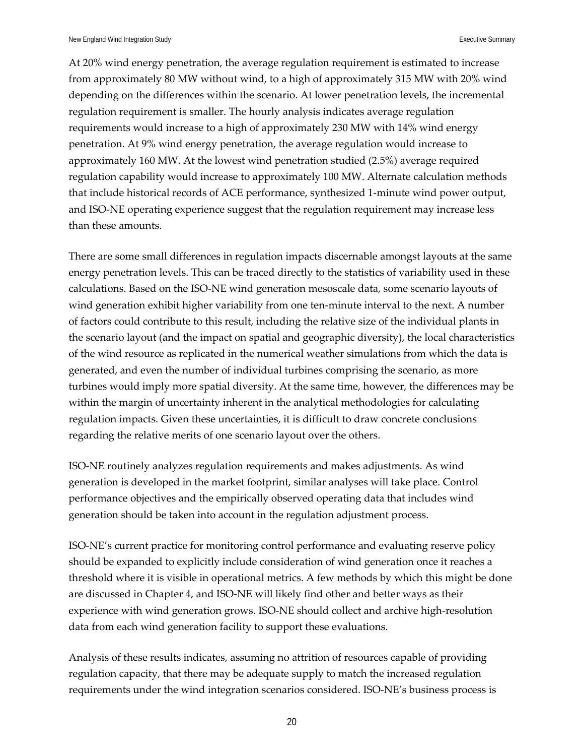At 20% wind energy penetration, the average regulation requirement is estimated to increase from approximately 80 MW without wind, to a high of approximately 315 MW with 20% wind depending on the differences within the scenario. At lower penetration levels, the incremental regulation requirement is smaller. The hourly analysis indicates average regulation requirements would increase to a high of approximately 230 MW with 14% wind energy penetration. At 9% wind energy penetration, the average regulation would increase to approximately 160 MW. At the lowest wind penetration studied (2.5%) average required regulation capability would increase to approximately 100 MW. Alternate calculation methods that include historical records of ACE performance, synthesized 1-minute wind power output, and ISO-NE operating experience suggest that the regulation requirement may increase less than these amounts.

There are some small differences in regulation impacts discernable amongst layouts at the same energy penetration levels. This can be traced directly to the statistics of variability used in these calculations. Based on the ISO-NE wind generation mesoscale data, some scenario layouts of wind generation exhibit higher variability from one ten-minute interval to the next. A number of factors could contribute to this result, including the relative size of the individual plants in the scenario layout (and the impact on spatial and geographic diversity), the local characteristics of the wind resource as replicated in the numerical weather simulations from which the data is generated, and even the number of individual turbines comprising the scenario, as more turbines would imply more spatial diversity. At the same time, however, the differences may be within the margin of uncertainty inherent in the analytical methodologies for calculating regulation impacts. Given these uncertainties, it is difficult to draw concrete conclusions regarding the relative merits of one scenario layout over the others.

ISO-NE routinely analyzes regulation requirements and makes adjustments. As wind generation is developed in the market footprint, similar analyses will take place. Control performance objectives and the empirically observed operating data that includes wind generation should be taken into account in the regulation adjustment process.

ISO-NE's current practice for monitoring control performance and evaluating reserve policy should be expanded to explicitly include consideration of wind generation once it reaches a threshold where it is visible in operational metrics. A few methods by which this might be done are discussed in Chapter 4, and ISO-NE will likely find other and better ways as their experience with wind generation grows. ISO-NE should collect and archive high-resolution data from each wind generation facility to support these evaluations.

Analysis of these results indicates, assuming no attrition of resources capable of providing regulation capacity, that there may be adequate supply to match the increased regulation requirements under the wind integration scenarios considered. ISO-NE's business process is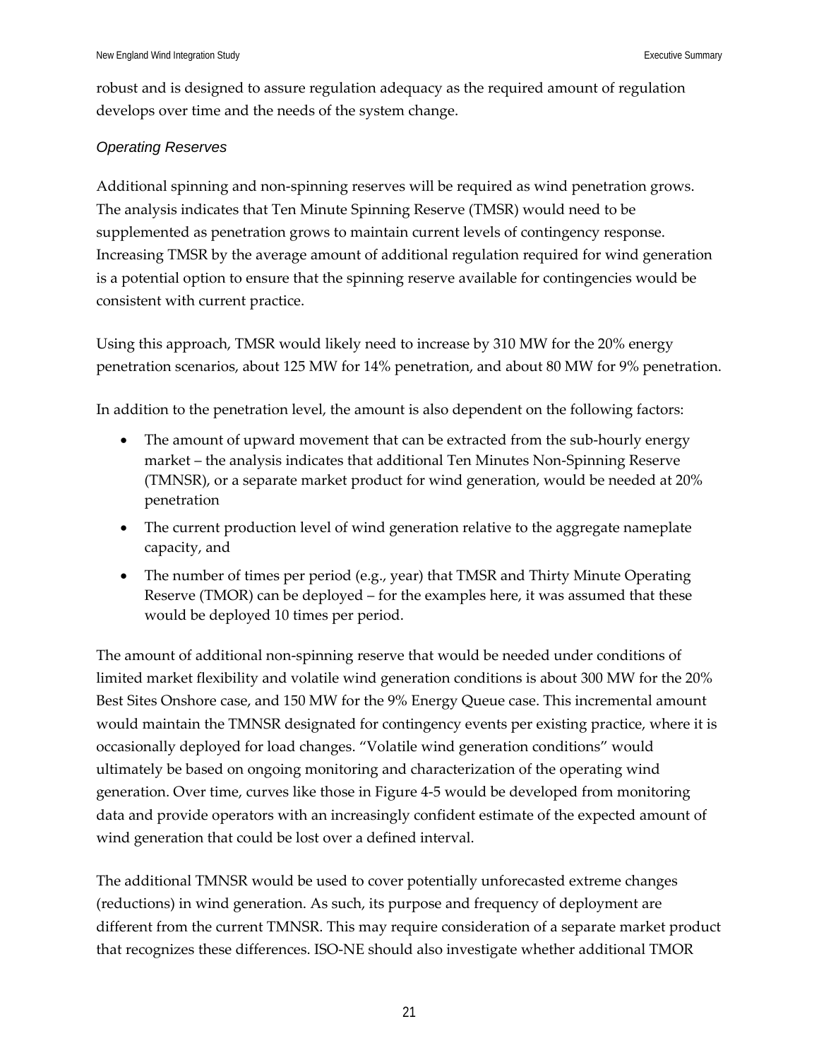robust and is designed to assure regulation adequacy as the required amount of regulation develops over time and the needs of the system change.

### *Operating Reserves*

Additional spinning and non-spinning reserves will be required as wind penetration grows. The analysis indicates that Ten Minute Spinning Reserve (TMSR) would need to be supplemented as penetration grows to maintain current levels of contingency response. Increasing TMSR by the average amount of additional regulation required for wind generation is a potential option to ensure that the spinning reserve available for contingencies would be consistent with current practice.

Using this approach, TMSR would likely need to increase by 310 MW for the 20% energy penetration scenarios, about 125 MW for 14% penetration, and about 80 MW for 9% penetration.

In addition to the penetration level, the amount is also dependent on the following factors:

- The amount of upward movement that can be extracted from the sub-hourly energy market – the analysis indicates that additional Ten Minutes Non-Spinning Reserve (TMNSR), or a separate market product for wind generation, would be needed at 20% penetration
- The current production level of wind generation relative to the aggregate nameplate capacity, and
- The number of times per period (e.g., year) that TMSR and Thirty Minute Operating Reserve (TMOR) can be deployed – for the examples here, it was assumed that these would be deployed 10 times per period.

The amount of additional non-spinning reserve that would be needed under conditions of limited market flexibility and volatile wind generation conditions is about 300 MW for the 20% Best Sites Onshore case, and 150 MW for the 9% Energy Queue case. This incremental amount would maintain the TMNSR designated for contingency events per existing practice, where it is occasionally deployed for load changes. "Volatile wind generation conditions" would ultimately be based on ongoing monitoring and characterization of the operating wind generation. Over time, curves like those in Figure 4-5 would be developed from monitoring data and provide operators with an increasingly confident estimate of the expected amount of wind generation that could be lost over a defined interval.

The additional TMNSR would be used to cover potentially unforecasted extreme changes (reductions) in wind generation. As such, its purpose and frequency of deployment are different from the current TMNSR. This may require consideration of a separate market product that recognizes these differences. ISO-NE should also investigate whether additional TMOR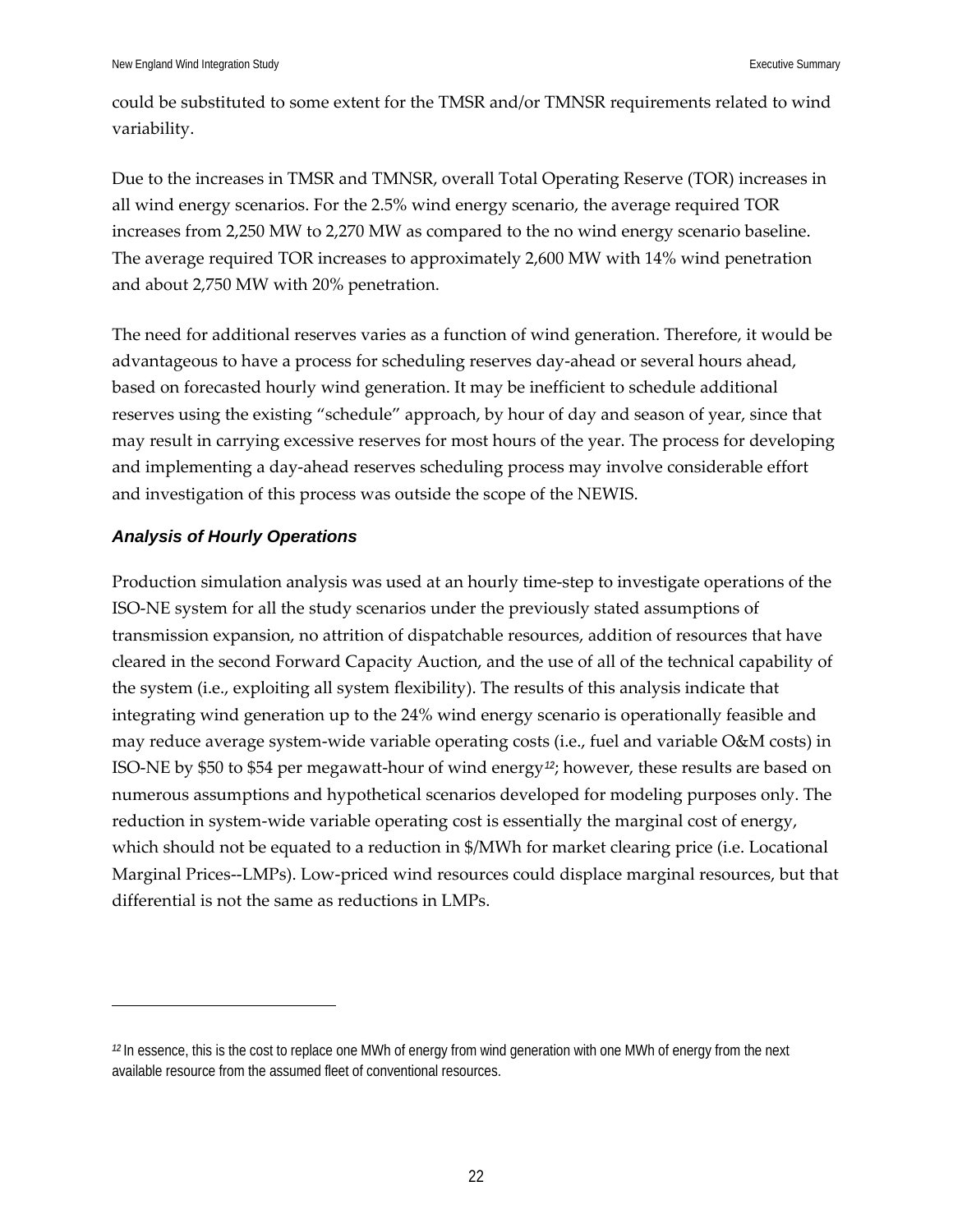could be substituted to some extent for the TMSR and/or TMNSR requirements related to wind variability.

Due to the increases in TMSR and TMNSR, overall Total Operating Reserve (TOR) increases in all wind energy scenarios. For the 2.5% wind energy scenario, the average required TOR increases from 2,250 MW to 2,270 MW as compared to the no wind energy scenario baseline. The average required TOR increases to approximately 2,600 MW with 14% wind penetration and about 2,750 MW with 20% penetration.

The need for additional reserves varies as a function of wind generation. Therefore, it would be advantageous to have a process for scheduling reserves day-ahead or several hours ahead, based on forecasted hourly wind generation. It may be inefficient to schedule additional reserves using the existing "schedule" approach, by hour of day and season of year, since that may result in carrying excessive reserves for most hours of the year. The process for developing and implementing a day-ahead reserves scheduling process may involve considerable effort and investigation of this process was outside the scope of the NEWIS.

### *Analysis of Hourly Operations*

Production simulation analysis was used at an hourly time-step to investigate operations of the ISO-NE system for all the study scenarios under the previously stated assumptions of transmission expansion, no attrition of dispatchable resources, addition of resources that have cleared in the second Forward Capacity Auction, and the use of all of the technical capability of the system (i.e., exploiting all system flexibility). The results of this analysis indicate that integrating wind generation up to the 24% wind energy scenario is operationally feasible and may reduce average system-wide variable operating costs (i.e., fuel and variable O&M costs) in ISO-NE by $50 to $54 per megawatt-hour of wind energy[12]; however, these results are based on numerous assumptions and hypothetical scenarios developed for modeling purposes only. The reduction in system-wide variable operating cost is essentially the marginal cost of energy, which should not be equated to a reduction in $/MWh for market clearing price (i.e. Locational Marginal Prices--LMPs). Low-priced wind resources could displace marginal resources, but that differential is not the same as reductions in LMPs.

---

[12] In essence, this is the cost to replace one MWh of energy from wind generation with one MWh of energy from the next available resource from the assumed fleet of conventional resources.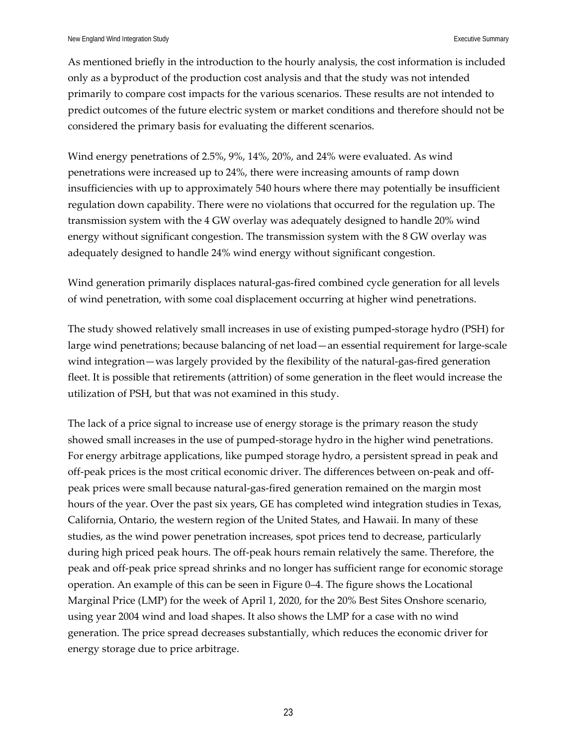As mentioned briefly in the introduction to the hourly analysis, the cost information is included only as a byproduct of the production cost analysis and that the study was not intended primarily to compare cost impacts for the various scenarios. These results are not intended to predict outcomes of the future electric system or market conditions and therefore should not be considered the primary basis for evaluating the different scenarios.

Wind energy penetrations of 2.5%, 9%, 14%, 20%, and 24% were evaluated. As wind penetrations were increased up to 24%, there were increasing amounts of ramp down insufficiencies with up to approximately 540 hours where there may potentially be insufficient regulation down capability. There were no violations that occurred for the regulation up. The transmission system with the 4 GW overlay was adequately designed to handle 20% wind energy without significant congestion. The transmission system with the 8 GW overlay was adequately designed to handle 24% wind energy without significant congestion.

Wind generation primarily displaces natural-gas-fired combined cycle generation for all levels of wind penetration, with some coal displacement occurring at higher wind penetrations.

The study showed relatively small increases in use of existing pumped-storage hydro (PSH) for large wind penetrations; because balancing of net load—an essential requirement for large-scale wind integration—was largely provided by the flexibility of the natural-gas-fired generation fleet. It is possible that retirements (attrition) of some generation in the fleet would increase the utilization of PSH, but that was not examined in this study.

The lack of a price signal to increase use of energy storage is the primary reason the study showed small increases in the use of pumped-storage hydro in the higher wind penetrations. For energy arbitrage applications, like pumped storage hydro, a persistent spread in peak and off-peak prices is the most critical economic driver. The differences between on-peak and off-peak prices were small because natural-gas-fired generation remained on the margin most hours of the year. Over the past six years, GE has completed wind integration studies in Texas, California, Ontario, the western region of the United States, and Hawaii. In many of these studies, as the wind power penetration increases, spot prices tend to decrease, particularly during high priced peak hours. The off-peak hours remain relatively the same. Therefore, the peak and off-peak price spread shrinks and no longer has sufficient range for economic storage operation. An example of this can be seen in Figure 0–4. The figure shows the Locational Marginal Price (LMP) for the week of April 1, 2020, for the 20% Best Sites Onshore scenario, using year 2004 wind and load shapes. It also shows the LMP for a case with no wind generation. The price spread decreases substantially, which reduces the economic driver for energy storage due to price arbitrage.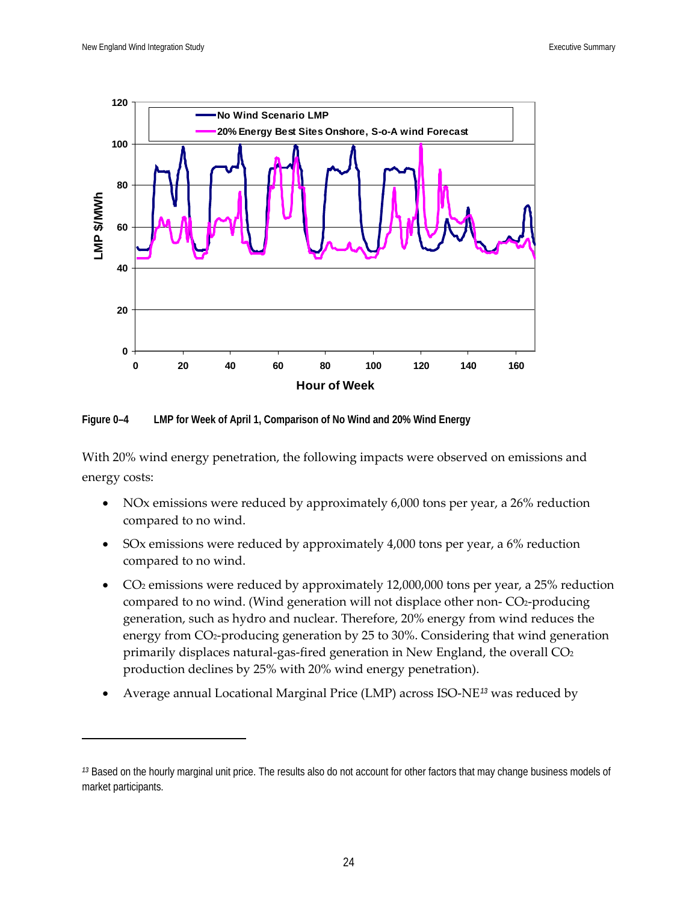Figure 0–4 LMP for Week of April 1, Comparison of No Wind and 20% Wind Energy

With 20% wind energy penetration, the following impacts were observed on emissions and energy costs:

- NOx emissions were reduced by approximately 6,000 tons per year, a 26% reduction compared to no wind.
- SOx emissions were reduced by approximately 4,000 tons per year, a 6% reduction compared to no wind.
- $CO_2$ emissions were reduced by approximately 12,000,000 tons per year, a 25% reduction compared to no wind. (Wind generation will not displace other non- $CO_2$-producing generation, such as hydro and nuclear. Therefore, 20% energy from wind reduces the energy from $CO_2$-producing generation by 25 to 30%. Considering that wind generation primarily displaces natural-gas-fired generation in New England, the overall $CO_2$ production declines by 25% with 20% wind energy penetration).
- Average annual Locational Marginal Price (LMP) across ISO-NE[13] was reduced by

[13] Based on the hourly marginal unit price. The results also do not account for other factors that may change business models of market participants.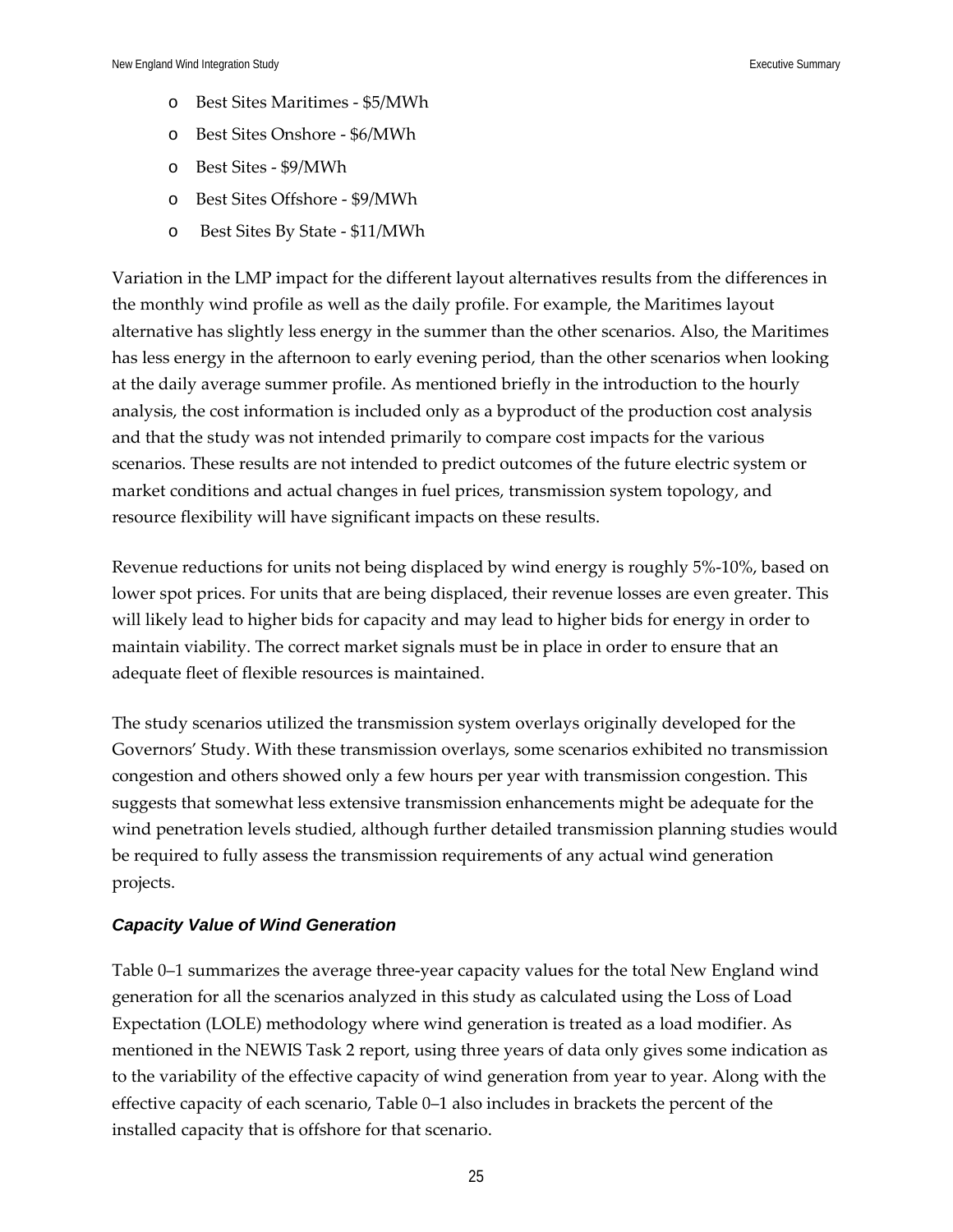- Best Sites Maritimes - $5/MWh
- Best Sites Onshore - $6/MWh
- Best Sites - $9/MWh
- Best Sites Offshore - $9/MWh
- Best Sites By State - $11/MWh

Variation in the LMP impact for the different layout alternatives results from the differences in the monthly wind profile as well as the daily profile. For example, the Maritimes layout alternative has slightly less energy in the summer than the other scenarios. Also, the Maritimes has less energy in the afternoon to early evening period, than the other scenarios when looking at the daily average summer profile. As mentioned briefly in the introduction to the hourly analysis, the cost information is included only as a byproduct of the production cost analysis and that the study was not intended primarily to compare cost impacts for the various scenarios. These results are not intended to predict outcomes of the future electric system or market conditions and actual changes in fuel prices, transmission system topology, and resource flexibility will have significant impacts on these results.

Revenue reductions for units not being displaced by wind energy is roughly 5%-10%, based on lower spot prices. For units that are being displaced, their revenue losses are even greater. This will likely lead to higher bids for capacity and may lead to higher bids for energy in order to maintain viability. The correct market signals must be in place in order to ensure that an adequate fleet of flexible resources is maintained.

The study scenarios utilized the transmission system overlays originally developed for the Governors' Study. With these transmission overlays, some scenarios exhibited no transmission congestion and others showed only a few hours per year with transmission congestion. This suggests that somewhat less extensive transmission enhancements might be adequate for the wind penetration levels studied, although further detailed transmission planning studies would be required to fully assess the transmission requirements of any actual wind generation projects.

### *Capacity Value of Wind Generation*

Table 0–1 summarizes the average three-year capacity values for the total New England wind generation for all the scenarios analyzed in this study as calculated using the Loss of Load Expectation (LOLE) methodology where wind generation is treated as a load modifier. As mentioned in the NEWIS Task 2 report, using three years of data only gives some indication as to the variability of the effective capacity of wind generation from year to year. Along with the effective capacity of each scenario, Table 0–1 also includes in brackets the percent of the installed capacity that is offshore for that scenario.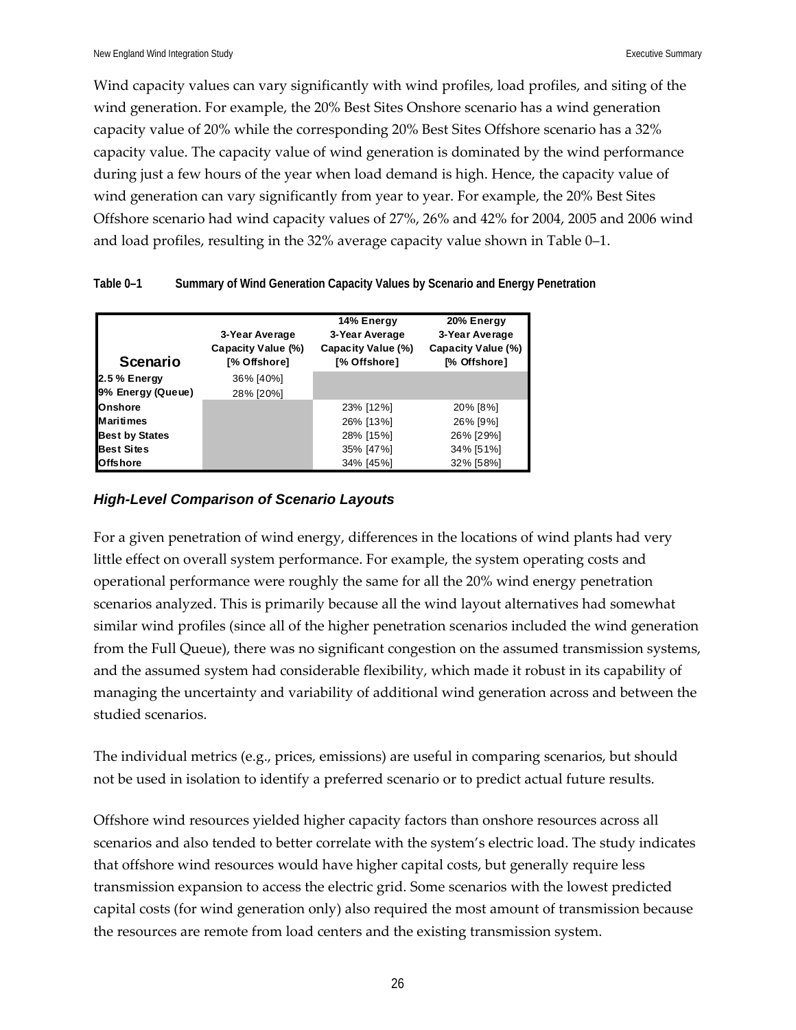Wind capacity values can vary significantly with wind profiles, load profiles, and siting of the wind generation. For example, the 20% Best Sites Onshore scenario has a wind generation capacity value of 20% while the corresponding 20% Best Sites Offshore scenario has a 32% capacity value. The capacity value of wind generation is dominated by the wind performance during just a few hours of the year when load demand is high. Hence, the capacity value of wind generation can vary significantly from year to year. For example, the 20% Best Sites Offshore scenario had wind capacity values of 27%, 26% and 42% for 2004, 2005 and 2006 wind and load profiles, resulting in the 32% average capacity value shown in Table 0–1.

**Table 0–1 Summary of Wind Generation Capacity Values by Scenario and Energy Penetration**

| Scenario | 3-Year Average Capacity Value (%) [% Offshore] | 14% Energy 3-Year Average Capacity Value (%) [% Offshore] | 20% Energy 3-Year Average Capacity Value (%) [% Offshore] |
|---|---|---|---|
| 2.5 % Energy | 36% [40%] | | |
| 9% Energy (Queue) | 28% [20%] | | |
| Onshore | | 23% [12%] | 20% [8%] |
| Maritimes | | 26% [13%] | 26% [9%] |
| Best by States | | 28% [15%] | 26% [29%] |
| Best Sites | | 35% [47%] | 34% [51%] |
| Offshore | | 34% [45%] | 32% [58%] |

### *High-Level Comparison of Scenario Layouts*

For a given penetration of wind energy, differences in the locations of wind plants had very little effect on overall system performance. For example, the system operating costs and operational performance were roughly the same for all the 20% wind energy penetration scenarios analyzed. This is primarily because all the wind layout alternatives had somewhat similar wind profiles (since all of the higher penetration scenarios included the wind generation from the Full Queue), there was no significant congestion on the assumed transmission systems, and the assumed system had considerable flexibility, which made it robust in its capability of managing the uncertainty and variability of additional wind generation across and between the studied scenarios.

The individual metrics (e.g., prices, emissions) are useful in comparing scenarios, but should not be used in isolation to identify a preferred scenario or to predict actual future results.

Offshore wind resources yielded higher capacity factors than onshore resources across all scenarios and also tended to better correlate with the system's electric load. The study indicates that offshore wind resources would have higher capital costs, but generally require less transmission expansion to access the electric grid. Some scenarios with the lowest predicted capital costs (for wind generation only) also required the most amount of transmission because the resources are remote from load centers and the existing transmission system.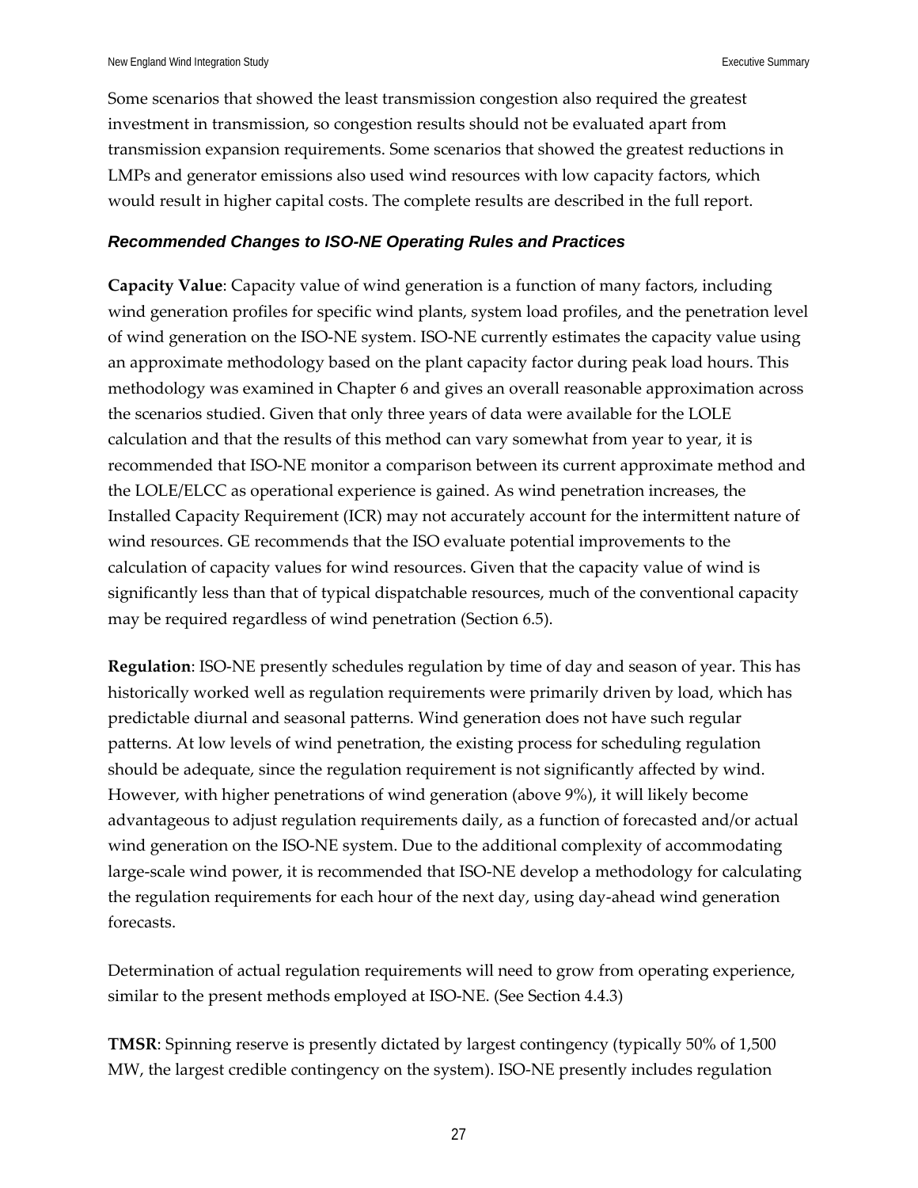Some scenarios that showed the least transmission congestion also required the greatest investment in transmission, so congestion results should not be evaluated apart from transmission expansion requirements. Some scenarios that showed the greatest reductions in LMPs and generator emissions also used wind resources with low capacity factors, which would result in higher capital costs. The complete results are described in the full report.

### *Recommended Changes to ISO-NE Operating Rules and Practices*

**Capacity Value**: Capacity value of wind generation is a function of many factors, including wind generation profiles for specific wind plants, system load profiles, and the penetration level of wind generation on the ISO-NE system. ISO-NE currently estimates the capacity value using an approximate methodology based on the plant capacity factor during peak load hours. This methodology was examined in Chapter 6 and gives an overall reasonable approximation across the scenarios studied. Given that only three years of data were available for the LOLE calculation and that the results of this method can vary somewhat from year to year, it is recommended that ISO-NE monitor a comparison between its current approximate method and the LOLE/ELCC as operational experience is gained. As wind penetration increases, the Installed Capacity Requirement (ICR) may not accurately account for the intermittent nature of wind resources. GE recommends that the ISO evaluate potential improvements to the calculation of capacity values for wind resources. Given that the capacity value of wind is significantly less than that of typical dispatchable resources, much of the conventional capacity may be required regardless of wind penetration (Section 6.5).

**Regulation**: ISO-NE presently schedules regulation by time of day and season of year. This has historically worked well as regulation requirements were primarily driven by load, which has predictable diurnal and seasonal patterns. Wind generation does not have such regular patterns. At low levels of wind penetration, the existing process for scheduling regulation should be adequate, since the regulation requirement is not significantly affected by wind. However, with higher penetrations of wind generation (above 9%), it will likely become advantageous to adjust regulation requirements daily, as a function of forecasted and/or actual wind generation on the ISO-NE system. Due to the additional complexity of accommodating large-scale wind power, it is recommended that ISO-NE develop a methodology for calculating the regulation requirements for each hour of the next day, using day-ahead wind generation forecasts.

Determination of actual regulation requirements will need to grow from operating experience, similar to the present methods employed at ISO-NE. (See Section 4.4.3)

**TMSR**: Spinning reserve is presently dictated by largest contingency (typically 50% of 1,500 MW, the largest credible contingency on the system). ISO-NE presently includes regulation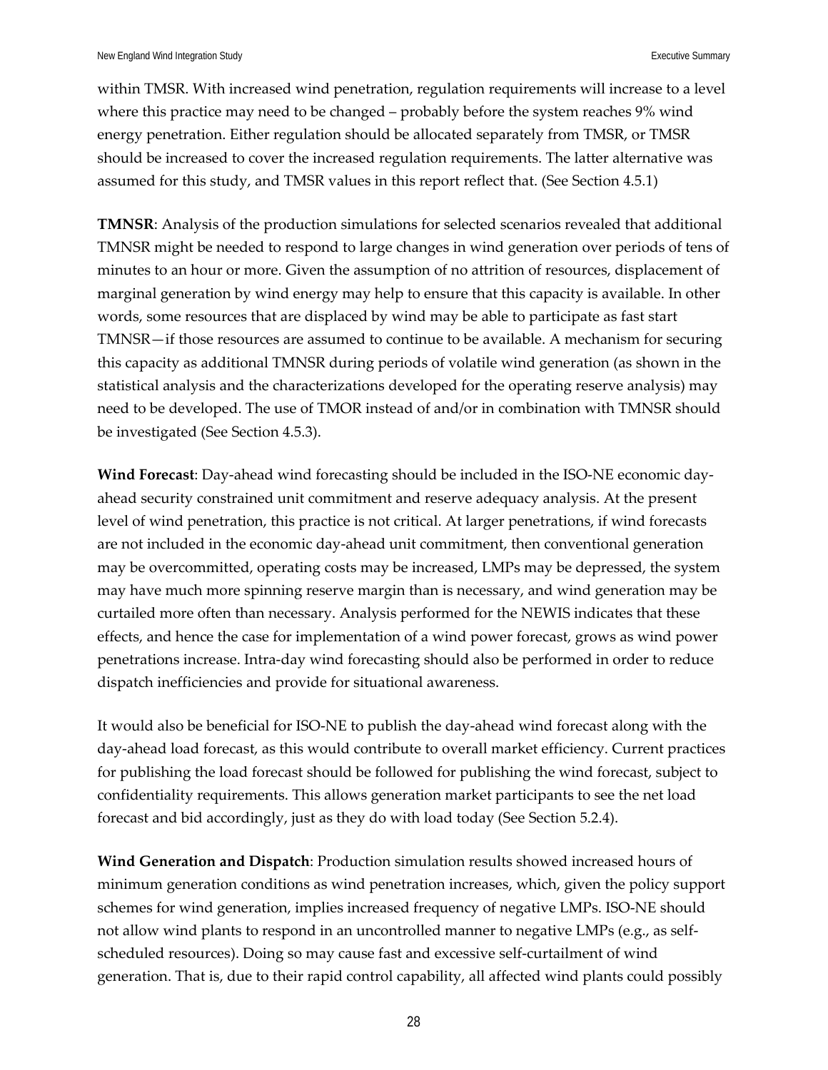within TMSR. With increased wind penetration, regulation requirements will increase to a level where this practice may need to be changed – probably before the system reaches 9% wind energy penetration. Either regulation should be allocated separately from TMSR, or TMSR should be increased to cover the increased regulation requirements. The latter alternative was assumed for this study, and TMSR values in this report reflect that. (See Section 4.5.1)

**TMNSR**: Analysis of the production simulations for selected scenarios revealed that additional TMNSR might be needed to respond to large changes in wind generation over periods of tens of minutes to an hour or more. Given the assumption of no attrition of resources, displacement of marginal generation by wind energy may help to ensure that this capacity is available. In other words, some resources that are displaced by wind may be able to participate as fast start TMNSR—if those resources are assumed to continue to be available. A mechanism for securing this capacity as additional TMNSR during periods of volatile wind generation (as shown in the statistical analysis and the characterizations developed for the operating reserve analysis) may need to be developed. The use of TMOR instead of and/or in combination with TMNSR should be investigated (See Section 4.5.3).

**Wind Forecast**: Day-ahead wind forecasting should be included in the ISO-NE economic day-ahead security constrained unit commitment and reserve adequacy analysis. At the present level of wind penetration, this practice is not critical. At larger penetrations, if wind forecasts are not included in the economic day-ahead unit commitment, then conventional generation may be overcommitted, operating costs may be increased, LMPs may be depressed, the system may have much more spinning reserve margin than is necessary, and wind generation may be curtailed more often than necessary. Analysis performed for the NEWIS indicates that these effects, and hence the case for implementation of a wind power forecast, grows as wind power penetrations increase. Intra-day wind forecasting should also be performed in order to reduce dispatch inefficiencies and provide for situational awareness.

It would also be beneficial for ISO-NE to publish the day-ahead wind forecast along with the day-ahead load forecast, as this would contribute to overall market efficiency. Current practices for publishing the load forecast should be followed for publishing the wind forecast, subject to confidentiality requirements. This allows generation market participants to see the net load forecast and bid accordingly, just as they do with load today (See Section 5.2.4).

**Wind Generation and Dispatch**: Production simulation results showed increased hours of minimum generation conditions as wind penetration increases, which, given the policy support schemes for wind generation, implies increased frequency of negative LMPs. ISO-NE should not allow wind plants to respond in an uncontrolled manner to negative LMPs (e.g., as self-scheduled resources). Doing so may cause fast and excessive self-curtailment of wind generation. That is, due to their rapid control capability, all affected wind plants could possibly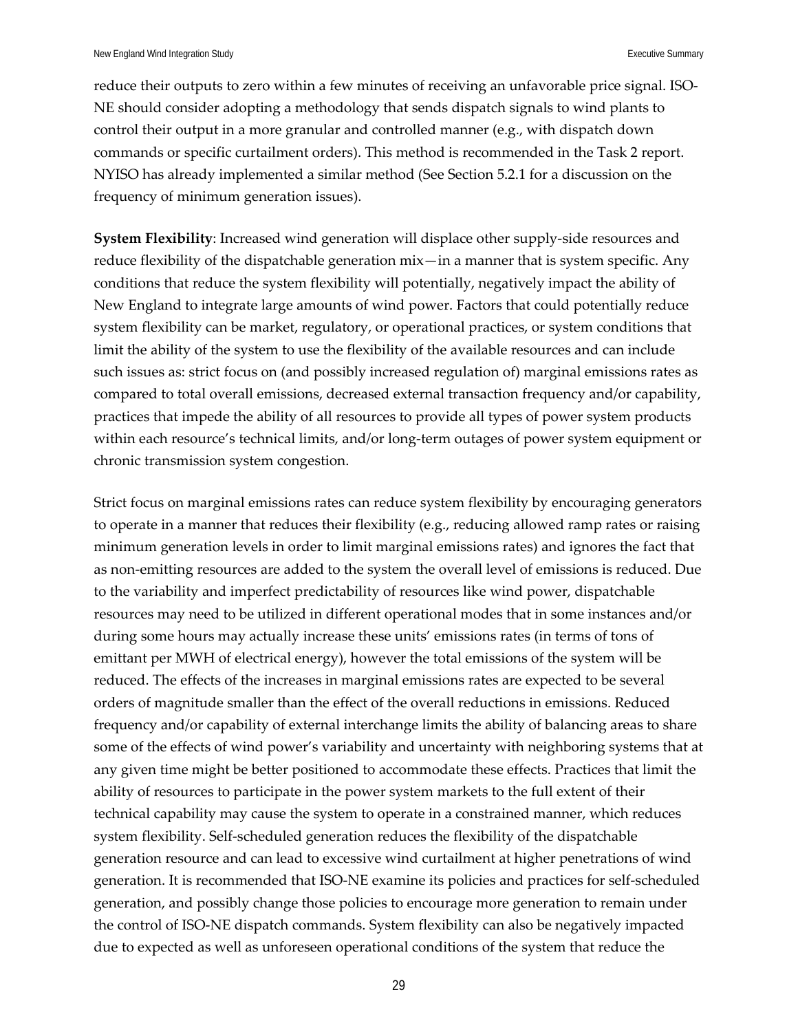reduce their outputs to zero within a few minutes of receiving an unfavorable price signal. ISO-NE should consider adopting a methodology that sends dispatch signals to wind plants to control their output in a more granular and controlled manner (e.g., with dispatch down commands or specific curtailment orders). This method is recommended in the Task 2 report. NYISO has already implemented a similar method (See Section 5.2.1 for a discussion on the frequency of minimum generation issues).

**System Flexibility**: Increased wind generation will displace other supply-side resources and reduce flexibility of the dispatchable generation mix—in a manner that is system specific. Any conditions that reduce the system flexibility will potentially, negatively impact the ability of New England to integrate large amounts of wind power. Factors that could potentially reduce system flexibility can be market, regulatory, or operational practices, or system conditions that limit the ability of the system to use the flexibility of the available resources and can include such issues as: strict focus on (and possibly increased regulation of) marginal emissions rates as compared to total overall emissions, decreased external transaction frequency and/or capability, practices that impede the ability of all resources to provide all types of power system products within each resource's technical limits, and/or long-term outages of power system equipment or chronic transmission system congestion.

Strict focus on marginal emissions rates can reduce system flexibility by encouraging generators to operate in a manner that reduces their flexibility (e.g., reducing allowed ramp rates or raising minimum generation levels in order to limit marginal emissions rates) and ignores the fact that as non-emitting resources are added to the system the overall level of emissions is reduced. Due to the variability and imperfect predictability of resources like wind power, dispatchable resources may need to be utilized in different operational modes that in some instances and/or during some hours may actually increase these units' emissions rates (in terms of tons of emittant per MWH of electrical energy), however the total emissions of the system will be reduced. The effects of the increases in marginal emissions rates are expected to be several orders of magnitude smaller than the effect of the overall reductions in emissions. Reduced frequency and/or capability of external interchange limits the ability of balancing areas to share some of the effects of wind power's variability and uncertainty with neighboring systems that at any given time might be better positioned to accommodate these effects. Practices that limit the ability of resources to participate in the power system markets to the full extent of their technical capability may cause the system to operate in a constrained manner, which reduces system flexibility. Self-scheduled generation reduces the flexibility of the dispatchable generation resource and can lead to excessive wind curtailment at higher penetrations of wind generation. It is recommended that ISO-NE examine its policies and practices for self-scheduled generation, and possibly change those policies to encourage more generation to remain under the control of ISO-NE dispatch commands. System flexibility can also be negatively impacted due to expected as well as unforeseen operational conditions of the system that reduce the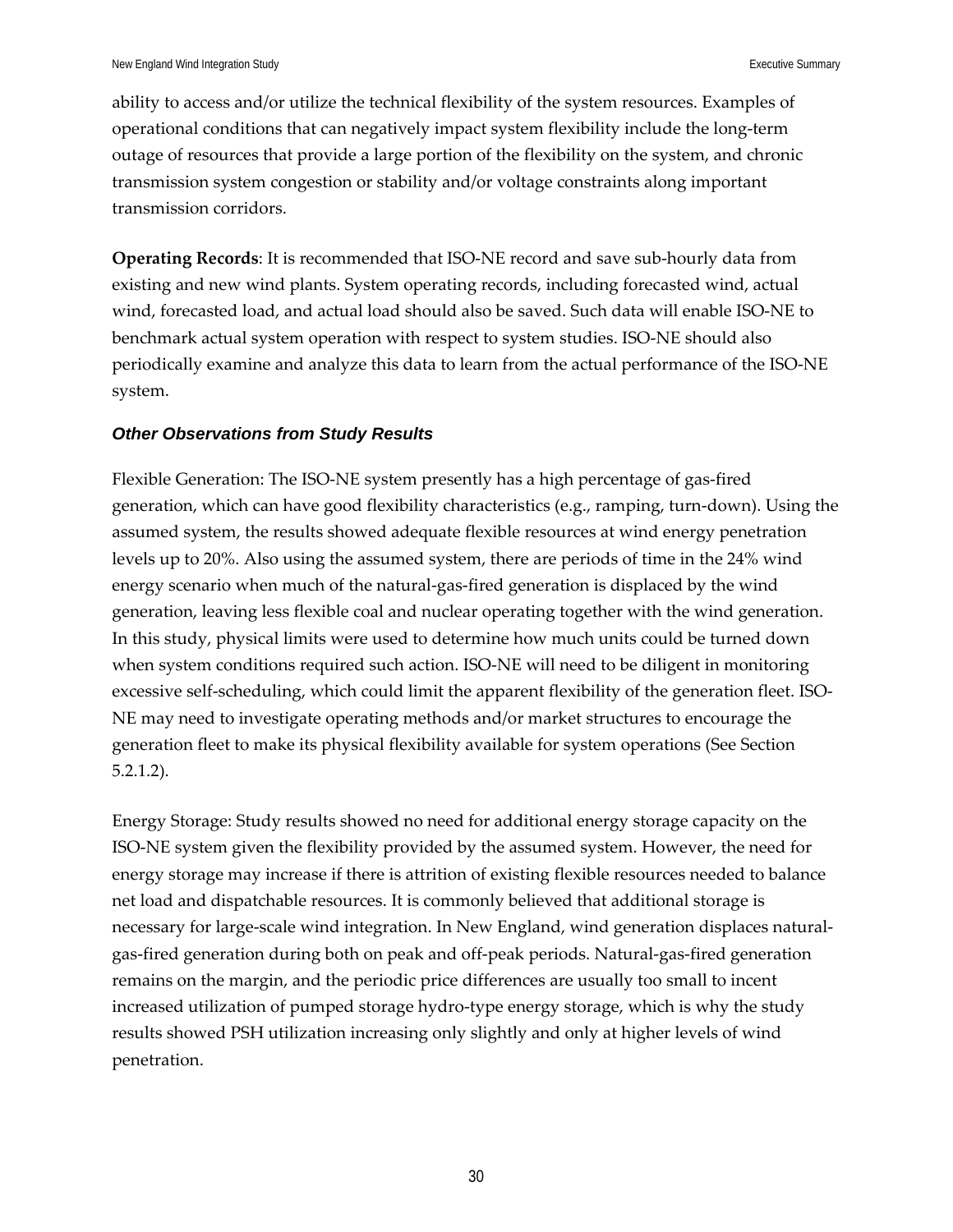ability to access and/or utilize the technical flexibility of the system resources. Examples of operational conditions that can negatively impact system flexibility include the long-term outage of resources that provide a large portion of the flexibility on the system, and chronic transmission system congestion or stability and/or voltage constraints along important transmission corridors.

**Operating Records**: It is recommended that ISO-NE record and save sub-hourly data from existing and new wind plants. System operating records, including forecasted wind, actual wind, forecasted load, and actual load should also be saved. Such data will enable ISO-NE to benchmark actual system operation with respect to system studies. ISO-NE should also periodically examine and analyze this data to learn from the actual performance of the ISO-NE system.

### *Other Observations from Study Results*

Flexible Generation: The ISO-NE system presently has a high percentage of gas-fired generation, which can have good flexibility characteristics (e.g., ramping, turn-down). Using the assumed system, the results showed adequate flexible resources at wind energy penetration levels up to 20%. Also using the assumed system, there are periods of time in the 24% wind energy scenario when much of the natural-gas-fired generation is displaced by the wind generation, leaving less flexible coal and nuclear operating together with the wind generation. In this study, physical limits were used to determine how much units could be turned down when system conditions required such action. ISO-NE will need to be diligent in monitoring excessive self-scheduling, which could limit the apparent flexibility of the generation fleet. ISO-NE may need to investigate operating methods and/or market structures to encourage the generation fleet to make its physical flexibility available for system operations (See Section 5.2.1.2).

Energy Storage: Study results showed no need for additional energy storage capacity on the ISO-NE system given the flexibility provided by the assumed system. However, the need for energy storage may increase if there is attrition of existing flexible resources needed to balance net load and dispatchable resources. It is commonly believed that additional storage is necessary for large-scale wind integration. In New England, wind generation displaces natural-gas-fired generation during both on peak and off-peak periods. Natural-gas-fired generation remains on the margin, and the periodic price differences are usually too small to incent increased utilization of pumped storage hydro-type energy storage, which is why the study results showed PSH utilization increasing only slightly and only at higher levels of wind penetration.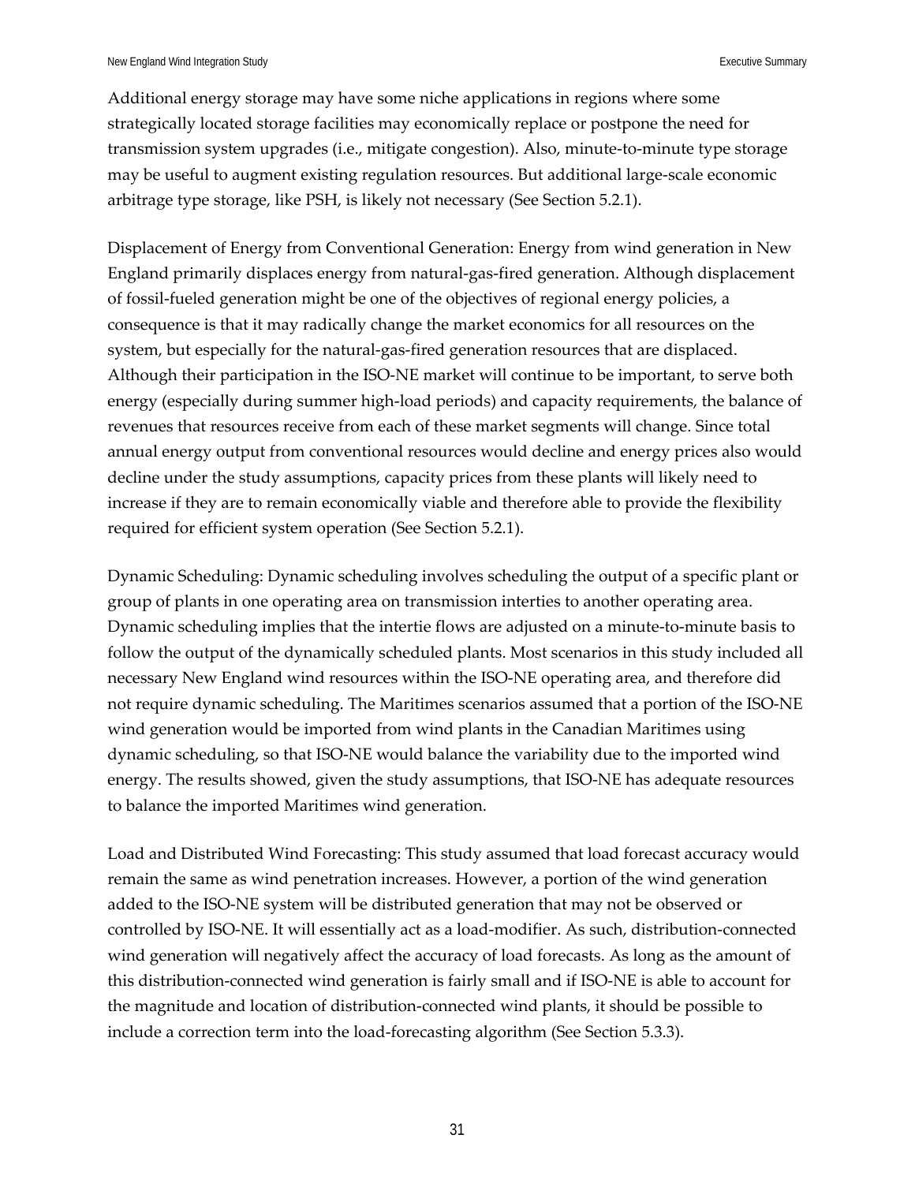Additional energy storage may have some niche applications in regions where some strategically located storage facilities may economically replace or postpone the need for transmission system upgrades (i.e., mitigate congestion). Also, minute-to-minute type storage may be useful to augment existing regulation resources. But additional large-scale economic arbitrage type storage, like PSH, is likely not necessary (See Section 5.2.1).

Displacement of Energy from Conventional Generation: Energy from wind generation in New England primarily displaces energy from natural-gas-fired generation. Although displacement of fossil-fueled generation might be one of the objectives of regional energy policies, a consequence is that it may radically change the market economics for all resources on the system, but especially for the natural-gas-fired generation resources that are displaced. Although their participation in the ISO-NE market will continue to be important, to serve both energy (especially during summer high-load periods) and capacity requirements, the balance of revenues that resources receive from each of these market segments will change. Since total annual energy output from conventional resources would decline and energy prices also would decline under the study assumptions, capacity prices from these plants will likely need to increase if they are to remain economically viable and therefore able to provide the flexibility required for efficient system operation (See Section 5.2.1).

Dynamic Scheduling: Dynamic scheduling involves scheduling the output of a specific plant or group of plants in one operating area on transmission interties to another operating area. Dynamic scheduling implies that the intertie flows are adjusted on a minute-to-minute basis to follow the output of the dynamically scheduled plants. Most scenarios in this study included all necessary New England wind resources within the ISO-NE operating area, and therefore did not require dynamic scheduling. The Maritimes scenarios assumed that a portion of the ISO-NE wind generation would be imported from wind plants in the Canadian Maritimes using dynamic scheduling, so that ISO-NE would balance the variability due to the imported wind energy. The results showed, given the study assumptions, that ISO-NE has adequate resources to balance the imported Maritimes wind generation.

Load and Distributed Wind Forecasting: This study assumed that load forecast accuracy would remain the same as wind penetration increases. However, a portion of the wind generation added to the ISO-NE system will be distributed generation that may not be observed or controlled by ISO-NE. It will essentially act as a load-modifier. As such, distribution-connected wind generation will negatively affect the accuracy of load forecasts. As long as the amount of this distribution-connected wind generation is fairly small and if ISO-NE is able to account for the magnitude and location of distribution-connected wind plants, it should be possible to include a correction term into the load-forecasting algorithm (See Section 5.3.3).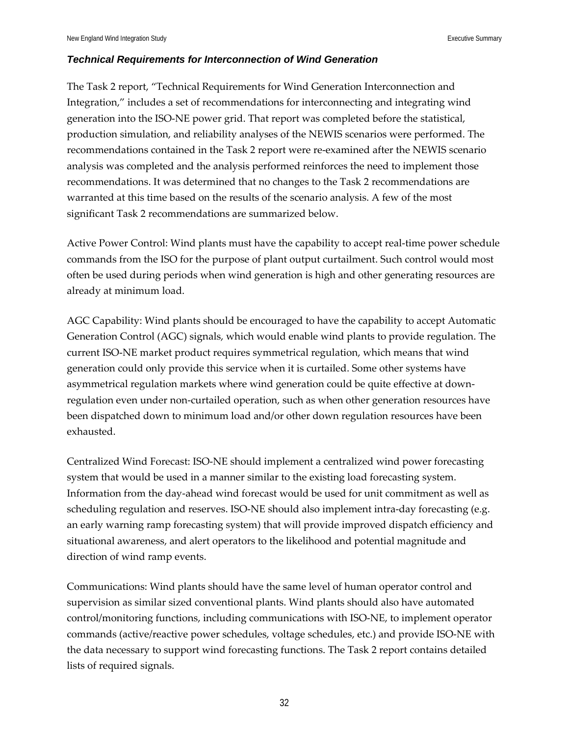### *Technical Requirements for Interconnection of Wind Generation*

The Task 2 report, "Technical Requirements for Wind Generation Interconnection and Integration," includes a set of recommendations for interconnecting and integrating wind generation into the ISO-NE power grid. That report was completed before the statistical, production simulation, and reliability analyses of the NEWIS scenarios were performed. The recommendations contained in the Task 2 report were re-examined after the NEWIS scenario analysis was completed and the analysis performed reinforces the need to implement those recommendations. It was determined that no changes to the Task 2 recommendations are warranted at this time based on the results of the scenario analysis. A few of the most significant Task 2 recommendations are summarized below.

Active Power Control: Wind plants must have the capability to accept real-time power schedule commands from the ISO for the purpose of plant output curtailment. Such control would most often be used during periods when wind generation is high and other generating resources are already at minimum load.

AGC Capability: Wind plants should be encouraged to have the capability to accept Automatic Generation Control (AGC) signals, which would enable wind plants to provide regulation. The current ISO-NE market product requires symmetrical regulation, which means that wind generation could only provide this service when it is curtailed. Some other systems have asymmetrical regulation markets where wind generation could be quite effective at down-regulation even under non-curtailed operation, such as when other generation resources have been dispatched down to minimum load and/or other down regulation resources have been exhausted.

Centralized Wind Forecast: ISO-NE should implement a centralized wind power forecasting system that would be used in a manner similar to the existing load forecasting system. Information from the day-ahead wind forecast would be used for unit commitment as well as scheduling regulation and reserves. ISO-NE should also implement intra-day forecasting (e.g. an early warning ramp forecasting system) that will provide improved dispatch efficiency and situational awareness, and alert operators to the likelihood and potential magnitude and direction of wind ramp events.

Communications: Wind plants should have the same level of human operator control and supervision as similar sized conventional plants. Wind plants should also have automated control/monitoring functions, including communications with ISO-NE, to implement operator commands (active/reactive power schedules, voltage schedules, etc.) and provide ISO-NE with the data necessary to support wind forecasting functions. The Task 2 report contains detailed lists of required signals.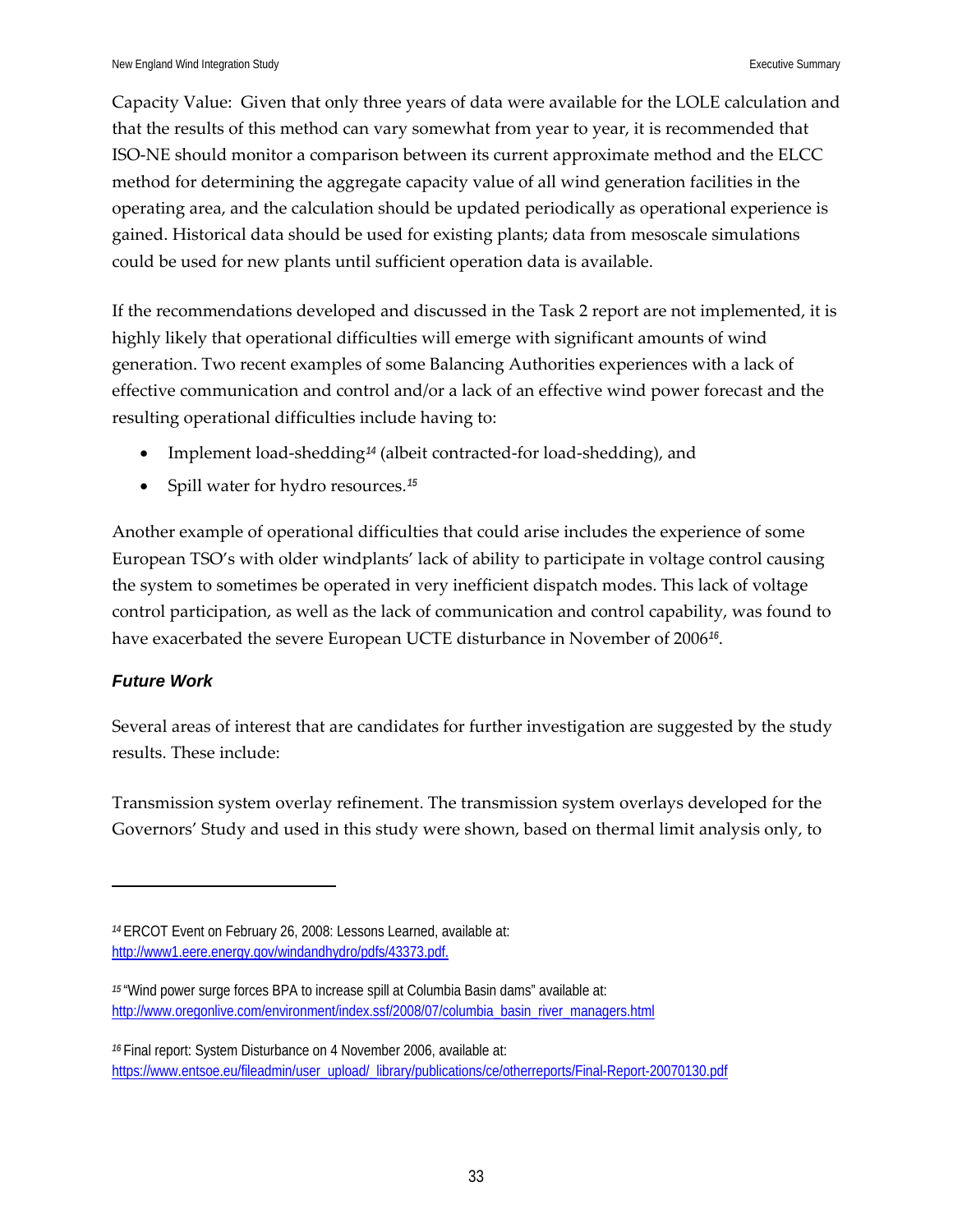Capacity Value: Given that only three years of data were available for the LOLE calculation and that the results of this method can vary somewhat from year to year, it is recommended that ISO-NE should monitor a comparison between its current approximate method and the ELCC method for determining the aggregate capacity value of all wind generation facilities in the operating area, and the calculation should be updated periodically as operational experience is gained. Historical data should be used for existing plants; data from mesoscale simulations could be used for new plants until sufficient operation data is available.

If the recommendations developed and discussed in the Task 2 report are not implemented, it is highly likely that operational difficulties will emerge with significant amounts of wind generation. Two recent examples of some Balancing Authorities experiences with a lack of effective communication and control and/or a lack of an effective wind power forecast and the resulting operational difficulties include having to:

- Implement load-shedding[14] (albeit contracted-for load-shedding), and
- Spill water for hydro resources.[15]

Another example of operational difficulties that could arise includes the experience of some European TSO's with older windplants' lack of ability to participate in voltage control causing the system to sometimes be operated in very inefficient dispatch modes. This lack of voltage control participation, as well as the lack of communication and control capability, was found to have exacerbated the severe European UCTE disturbance in November of 2006[16].

### Future Work

Several areas of interest that are candidates for further investigation are suggested by the study results. These include:

Transmission system overlay refinement. The transmission system overlays developed for the Governors' Study and used in this study were shown, based on thermal limit analysis only, to

---

[14] ERCOT Event on February 26, 2008: Lessons Learned, available at: http://www1.eere.energy.gov/windandhydro/pdfs/43373.pdf.

[15] "Wind power surge forces BPA to increase spill at Columbia Basin dams" available at: http://www.oregonlive.com/environment/index.ssf/2008/07/columbia_basin_river_managers.html

[16] Final report: System Disturbance on 4 November 2006, available at: https://www.entsoe.eu/fileadmin/user_upload/_library/publications/ce/otherreports/Final-Report-20070130.pdf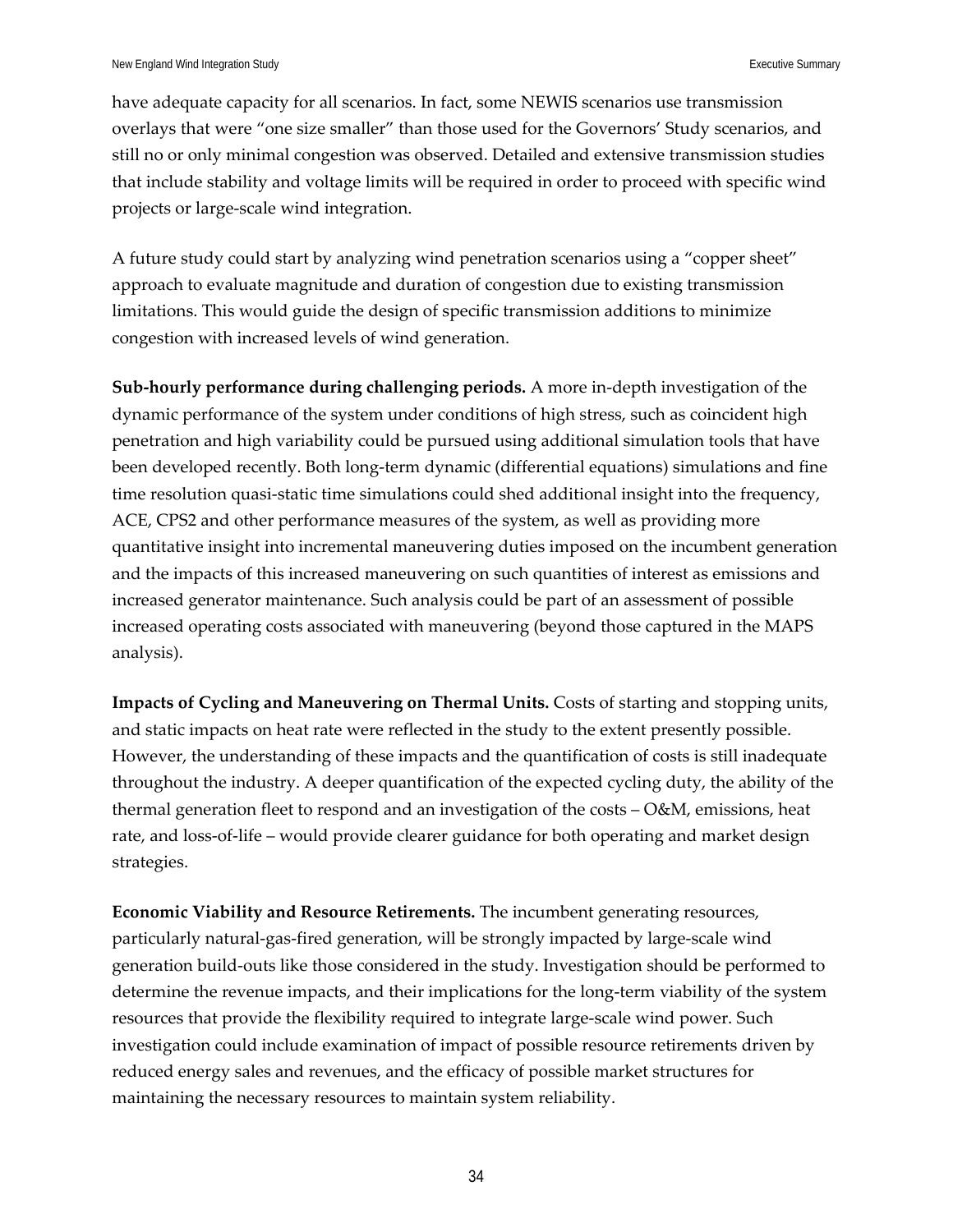have adequate capacity for all scenarios. In fact, some NEWIS scenarios use transmission overlays that were "one size smaller" than those used for the Governors' Study scenarios, and still no or only minimal congestion was observed. Detailed and extensive transmission studies that include stability and voltage limits will be required in order to proceed with specific wind projects or large-scale wind integration.

A future study could start by analyzing wind penetration scenarios using a "copper sheet" approach to evaluate magnitude and duration of congestion due to existing transmission limitations. This would guide the design of specific transmission additions to minimize congestion with increased levels of wind generation.

**Sub-hourly performance during challenging periods.** A more in-depth investigation of the dynamic performance of the system under conditions of high stress, such as coincident high penetration and high variability could be pursued using additional simulation tools that have been developed recently. Both long-term dynamic (differential equations) simulations and fine time resolution quasi-static time simulations could shed additional insight into the frequency, ACE, CPS2 and other performance measures of the system, as well as providing more quantitative insight into incremental maneuvering duties imposed on the incumbent generation and the impacts of this increased maneuvering on such quantities of interest as emissions and increased generator maintenance. Such analysis could be part of an assessment of possible increased operating costs associated with maneuvering (beyond those captured in the MAPS analysis).

**Impacts of Cycling and Maneuvering on Thermal Units.** Costs of starting and stopping units, and static impacts on heat rate were reflected in the study to the extent presently possible. However, the understanding of these impacts and the quantification of costs is still inadequate throughout the industry. A deeper quantification of the expected cycling duty, the ability of the thermal generation fleet to respond and an investigation of the costs – O&M, emissions, heat rate, and loss-of-life – would provide clearer guidance for both operating and market design strategies.

**Economic Viability and Resource Retirements.** The incumbent generating resources, particularly natural-gas-fired generation, will be strongly impacted by large-scale wind generation build-outs like those considered in the study. Investigation should be performed to determine the revenue impacts, and their implications for the long-term viability of the system resources that provide the flexibility required to integrate large-scale wind power. Such investigation could include examination of impact of possible resource retirements driven by reduced energy sales and revenues, and the efficacy of possible market structures for maintaining the necessary resources to maintain system reliability.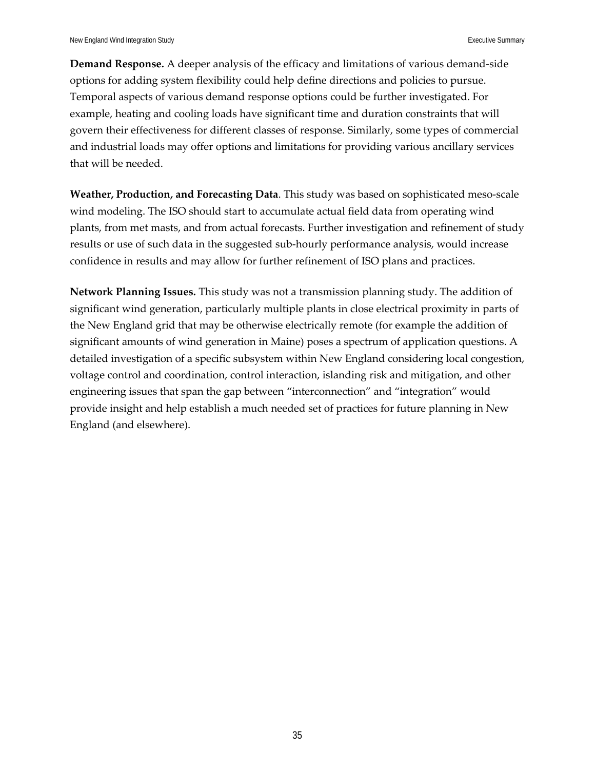**Demand Response.** A deeper analysis of the efficacy and limitations of various demand-side options for adding system flexibility could help define directions and policies to pursue. Temporal aspects of various demand response options could be further investigated. For example, heating and cooling loads have significant time and duration constraints that will govern their effectiveness for different classes of response. Similarly, some types of commercial and industrial loads may offer options and limitations for providing various ancillary services that will be needed.

**Weather, Production, and Forecasting Data**. This study was based on sophisticated meso-scale wind modeling. The ISO should start to accumulate actual field data from operating wind plants, from met masts, and from actual forecasts. Further investigation and refinement of study results or use of such data in the suggested sub-hourly performance analysis, would increase confidence in results and may allow for further refinement of ISO plans and practices.

**Network Planning Issues.** This study was not a transmission planning study. The addition of significant wind generation, particularly multiple plants in close electrical proximity in parts of the New England grid that may be otherwise electrically remote (for example the addition of significant amounts of wind generation in Maine) poses a spectrum of application questions. A detailed investigation of a specific subsystem within New England considering local congestion, voltage control and coordination, control interaction, islanding risk and mitigation, and other engineering issues that span the gap between "interconnection" and "integration" would provide insight and help establish a much needed set of practices for future planning in New England (and elsewhere).